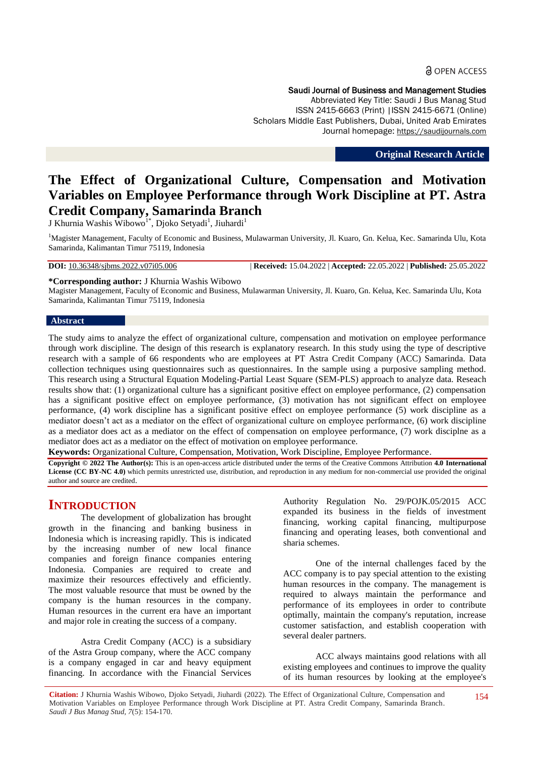OPEN ACCESS

Saudi Journal of Business and Management Studies
Abbreviated Key Title: Saudi J Bus Manag Stud
ISSN 2415-6663 (Print) |ISSN 2415-6671 (Online)
Scholars Middle East Publishers, Dubai, United Arab Emirates
Journal homepage: https://saudijournals.com

**Original Research Article**

# The Effect of Organizational Culture, Compensation and Motivation Variables on Employee Performance through Work Discipline at PT. Astra Credit Company, Samarinda Branch

J Khurnia Washis Wibowo[1*], Djoko Setyadi[1], Jiuhardi[1]

[1]Magister Management, Faculty of Economic and Business, Mulawarman University, Jl. Kuaro, Gn. Kelua, Kec. Samarinda Ulu, Kota Samarinda, Kalimantan Timur 75119, Indonesia

**DOI:** 10.36348/sjbms.2022.v07i05.006 | **Received:** 15.04.2022 | **Accepted:** 22.05.2022 | **Published:** 25.05.2022

**\*Corresponding author:** J Khurnia Washis Wibowo
Magister Management, Faculty of Economic and Business, Mulawarman University, Jl. Kuaro, Gn. Kelua, Kec. Samarinda Ulu, Kota Samarinda, Kalimantan Timur 75119, Indonesia

## Abstract

The study aims to analyze the effect of organizational culture, compensation and motivation on employee performance through work discipline. The design of this research is explanatory research. In this study using the type of descriptive research with a sample of 66 respondents who are employees at PT Astra Credit Company (ACC) Samarinda. Data collection techniques using questionnaires such as questionnaires. In the sample using a purposive sampling method. This research using a Structural Equation Modeling-Partial Least Square (SEM-PLS) approach to analyze data. Reseach results show that: (1) organizational culture has a significant positive effect on employee performance, (2) compensation has a significant positive effect on employee performance, (3) motivation has not significant effect on employee performance, (4) work discipline has a significant positive effect on employee performance (5) work discipline as a mediator doesn't act as a mediator on the effect of organizational culture on employee performance, (6) work discipline as a mediator does act as a mediator on the effect of compensation on employee performance, (7) work discipline as a mediator does act as a mediator on the effect of motivation on employee performance.

**Keywords:** Organizational Culture, Compensation, Motivation, Work Discipline, Employee Performance.

**Copyright © 2022 The Author(s):** This is an open-access article distributed under the terms of the Creative Commons Attribution **4.0 International License (CC BY-NC 4.0)** which permits unrestricted use, distribution, and reproduction in any medium for non-commercial use provided the original author and source are credited.

## INTRODUCTION

The development of globalization has brought growth in the financing and banking business in Indonesia which is increasing rapidly. This is indicated by the increasing number of new local finance companies and foreign finance companies entering Indonesia. Companies are required to create and maximize their resources effectively and efficiently. The most valuable resource that must be owned by the company is the human resources in the company. Human resources in the current era have an important and major role in creating the success of a company.

Astra Credit Company (ACC) is a subsidiary of the Astra Group company, where the ACC company is a company engaged in car and heavy equipment financing. In accordance with the Financial Services Authority Regulation No. 29/POJK.05/2015 ACC expanded its business in the fields of investment financing, working capital financing, multipurpose financing and operating leases, both conventional and sharia schemes.

One of the internal challenges faced by the ACC company is to pay special attention to the existing human resources in the company. The management is required to always maintain the performance and performance of its employees in order to contribute optimally, maintain the company's reputation, increase customer satisfaction, and establish cooperation with several dealer partners.

ACC always maintains good relations with all existing employees and continues to improve the quality of its human resources by looking at the employee's

**Citation:** J Khurnia Washis Wibowo, Djoko Setyadi, Jiuhardi (2022). The Effect of Organizational Culture, Compensation and Motivation Variables on Employee Performance through Work Discipline at PT. Astra Credit Company, Samarinda Branch. *Saudi J Bus Manag Stud, 7*(5): 154-170.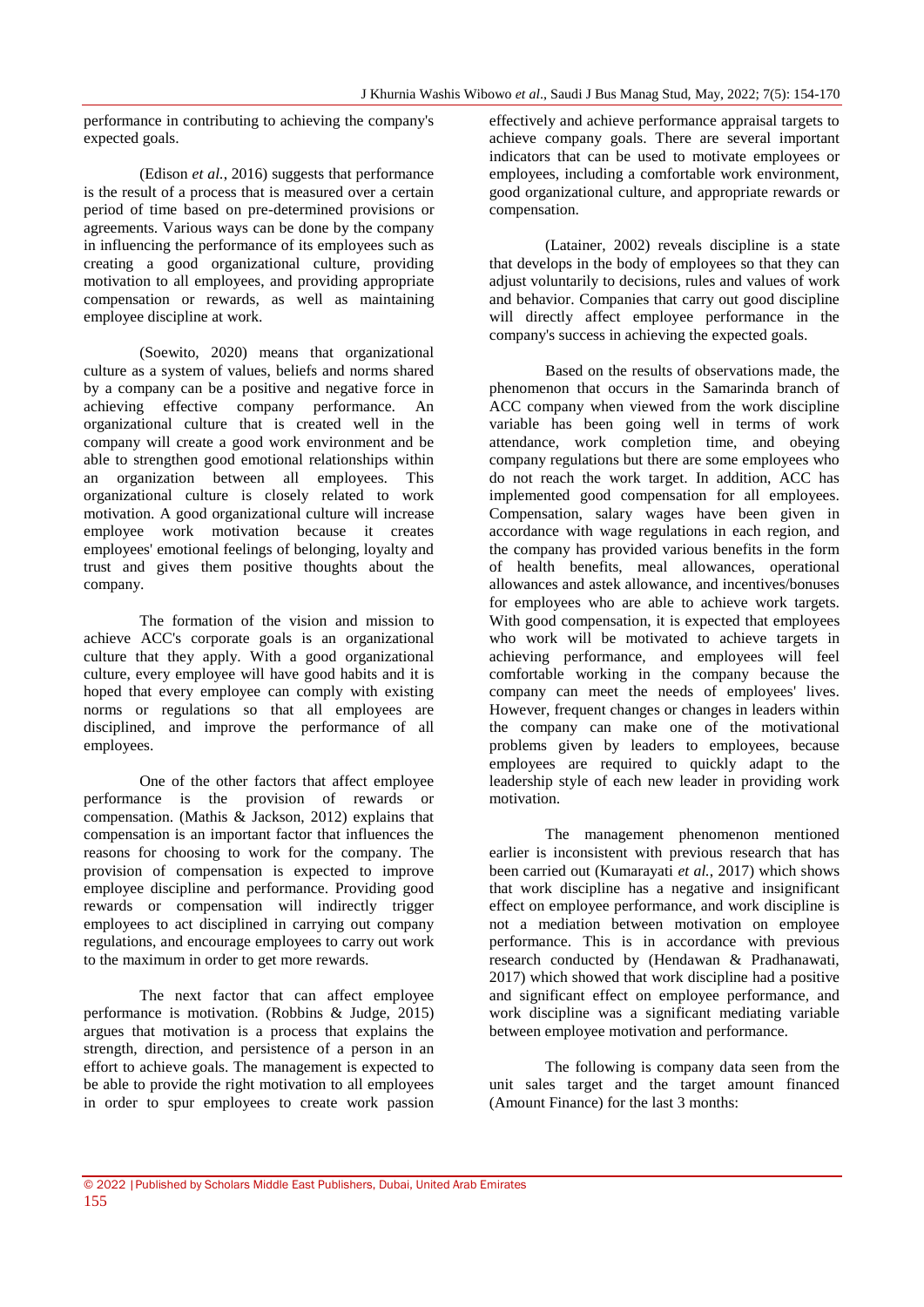performance in contributing to achieving the company's expected goals.

(Edison *et al.*, 2016) suggests that performance is the result of a process that is measured over a certain period of time based on pre-determined provisions or agreements. Various ways can be done by the company in influencing the performance of its employees such as creating a good organizational culture, providing motivation to all employees, and providing appropriate compensation or rewards, as well as maintaining employee discipline at work.

(Soewito, 2020) means that organizational culture as a system of values, beliefs and norms shared by a company can be a positive and negative force in achieving effective company performance. An organizational culture that is created well in the company will create a good work environment and be able to strengthen good emotional relationships within an organization between all employees. This organizational culture is closely related to work motivation. A good organizational culture will increase employee work motivation because it creates employees' emotional feelings of belonging, loyalty and trust and gives them positive thoughts about the company.

The formation of the vision and mission to achieve ACC's corporate goals is an organizational culture that they apply. With a good organizational culture, every employee will have good habits and it is hoped that every employee can comply with existing norms or regulations so that all employees are disciplined, and improve the performance of all employees.

One of the other factors that affect employee performance is the provision of rewards or compensation. (Mathis & Jackson, 2012) explains that compensation is an important factor that influences the reasons for choosing to work for the company. The provision of compensation is expected to improve employee discipline and performance. Providing good rewards or compensation will indirectly trigger employees to act disciplined in carrying out company regulations, and encourage employees to carry out work to the maximum in order to get more rewards.

The next factor that can affect employee performance is motivation. (Robbins & Judge, 2015) argues that motivation is a process that explains the strength, direction, and persistence of a person in an effort to achieve goals. The management is expected to be able to provide the right motivation to all employees in order to spur employees to create work passion effectively and achieve performance appraisal targets to achieve company goals. There are several important indicators that can be used to motivate employees or employees, including a comfortable work environment, good organizational culture, and appropriate rewards or compensation.

(Latainer, 2002) reveals discipline is a state that develops in the body of employees so that they can adjust voluntarily to decisions, rules and values of work and behavior. Companies that carry out good discipline will directly affect employee performance in the company's success in achieving the expected goals.

Based on the results of observations made, the phenomenon that occurs in the Samarinda branch of ACC company when viewed from the work discipline variable has been going well in terms of work attendance, work completion time, and obeying company regulations but there are some employees who do not reach the work target. In addition, ACC has implemented good compensation for all employees. Compensation, salary wages have been given in accordance with wage regulations in each region, and the company has provided various benefits in the form of health benefits, meal allowances, operational allowances and astek allowance, and incentives/bonuses for employees who are able to achieve work targets. With good compensation, it is expected that employees who work will be motivated to achieve targets in achieving performance, and employees will feel comfortable working in the company because the company can meet the needs of employees' lives. However, frequent changes or changes in leaders within the company can make one of the motivational problems given by leaders to employees, because employees are required to quickly adapt to the leadership style of each new leader in providing work motivation.

The management phenomenon mentioned earlier is inconsistent with previous research that has been carried out (Kumarayati *et al.*, 2017) which shows that work discipline has a negative and insignificant effect on employee performance, and work discipline is not a mediation between motivation on employee performance. This is in accordance with previous research conducted by (Hendawan & Pradhanawati, 2017) which showed that work discipline had a positive and significant effect on employee performance, and work discipline was a significant mediating variable between employee motivation and performance.

The following is company data seen from the unit sales target and the target amount financed (Amount Finance) for the last 3 months: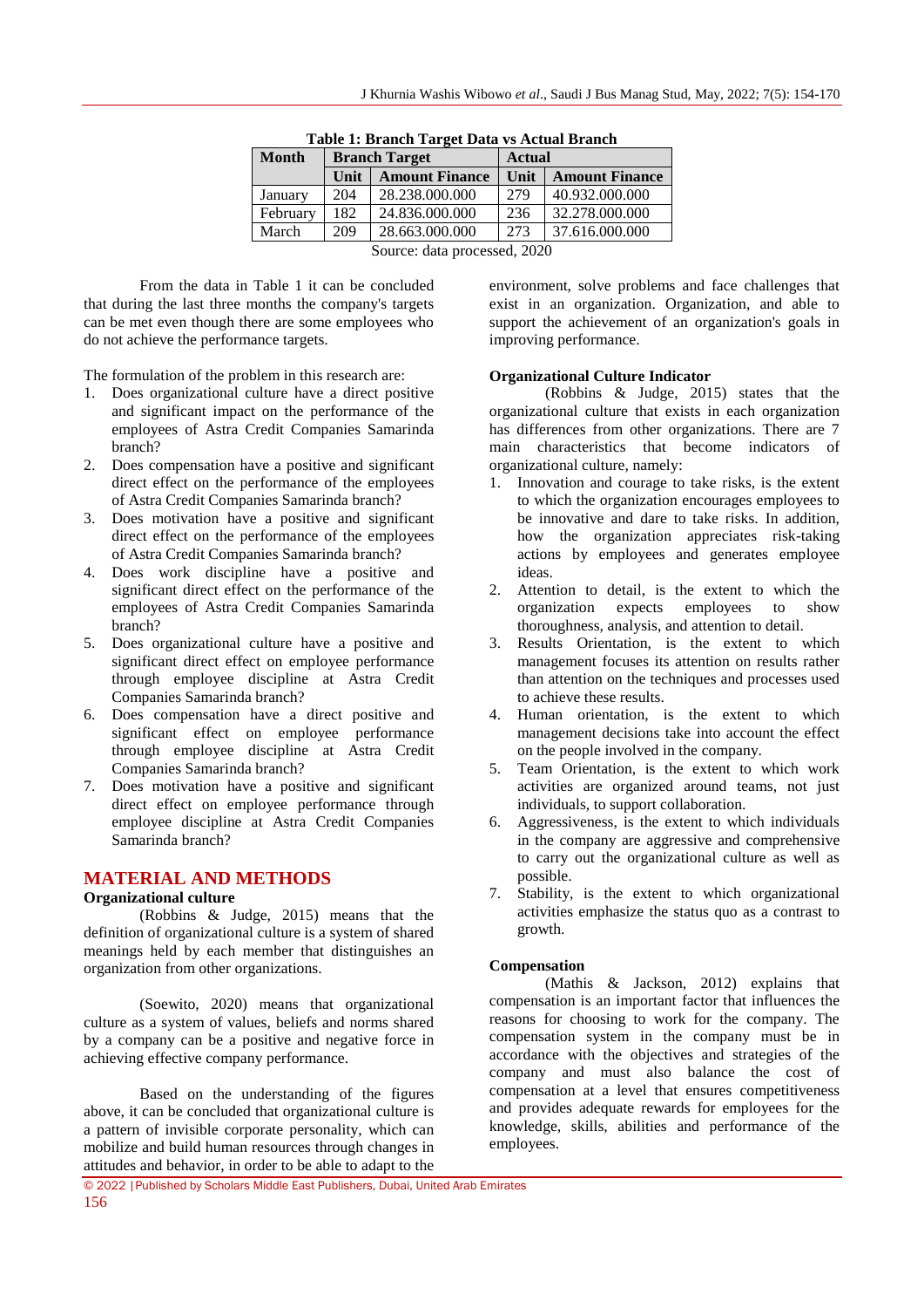**Table 1: Branch Target Data vs Actual Branch**

| Month | Branch Target | | Actual | |
|---|---|---|---|---|
| | Unit | Amount Finance | Unit | Amount Finance |
| January | 204 | 28.238.000.000 | 279 | 40.932.000.000 |
| February | 182 | 24.836.000.000 | 236 | 32.278.000.000 |
| March | 209 | 28.663.000.000 | 273 | 37.616.000.000 |

Source: data processed, 2020

From the data in Table 1 it can be concluded that during the last three months the company's targets can be met even though there are some employees who do not achieve the performance targets.

The formulation of the problem in this research are:

1. Does organizational culture have a direct positive and significant impact on the performance of the employees of Astra Credit Companies Samarinda branch?
2. Does compensation have a positive and significant direct effect on the performance of the employees of Astra Credit Companies Samarinda branch?
3. Does motivation have a positive and significant direct effect on the performance of the employees of Astra Credit Companies Samarinda branch?
4. Does work discipline have a positive and significant direct effect on the performance of the employees of Astra Credit Companies Samarinda branch?
5. Does organizational culture have a positive and significant direct effect on employee performance through employee discipline at Astra Credit Companies Samarinda branch?
6. Does compensation have a direct positive and significant effect on employee performance through employee discipline at Astra Credit Companies Samarinda branch?
7. Does motivation have a positive and significant direct effect on employee performance through employee discipline at Astra Credit Companies Samarinda branch?

## MATERIAL AND METHODS

### Organizational culture

(Robbins & Judge, 2015) means that the definition of organizational culture is a system of shared meanings held by each member that distinguishes an organization from other organizations.

(Soewito, 2020) means that organizational culture as a system of values, beliefs and norms shared by a company can be a positive and negative force in achieving effective company performance.

Based on the understanding of the figures above, it can be concluded that organizational culture is a pattern of invisible corporate personality, which can mobilize and build human resources through changes in attitudes and behavior, in order to be able to adapt to the environment, solve problems and face challenges that exist in an organization. Organization, and able to support the achievement of an organization's goals in improving performance.

### Organizational Culture Indicator

(Robbins & Judge, 2015) states that the organizational culture that exists in each organization has differences from other organizations. There are 7 main characteristics that become indicators of organizational culture, namely:

1. Innovation and courage to take risks, is the extent to which the organization encourages employees to be innovative and dare to take risks. In addition, how the organization appreciates risk-taking actions by employees and generates employee ideas.
2. Attention to detail, is the extent to which the organization expects employees to show thoroughness, analysis, and attention to detail.
3. Results Orientation, is the extent to which management focuses its attention on results rather than attention on the techniques and processes used to achieve these results.
4. Human orientation, is the extent to which management decisions take into account the effect on the people involved in the company.
5. Team Orientation, is the extent to which work activities are organized around teams, not just individuals, to support collaboration.
6. Aggressiveness, is the extent to which individuals in the company are aggressive and comprehensive to carry out the organizational culture as well as possible.
7. Stability, is the extent to which organizational activities emphasize the status quo as a contrast to growth.

### Compensation

(Mathis & Jackson, 2012) explains that compensation is an important factor that influences the reasons for choosing to work for the company. The compensation system in the company must be in accordance with the objectives and strategies of the company and must also balance the cost of compensation at a level that ensures competitiveness and provides adequate rewards for employees for the knowledge, skills, abilities and performance of the employees.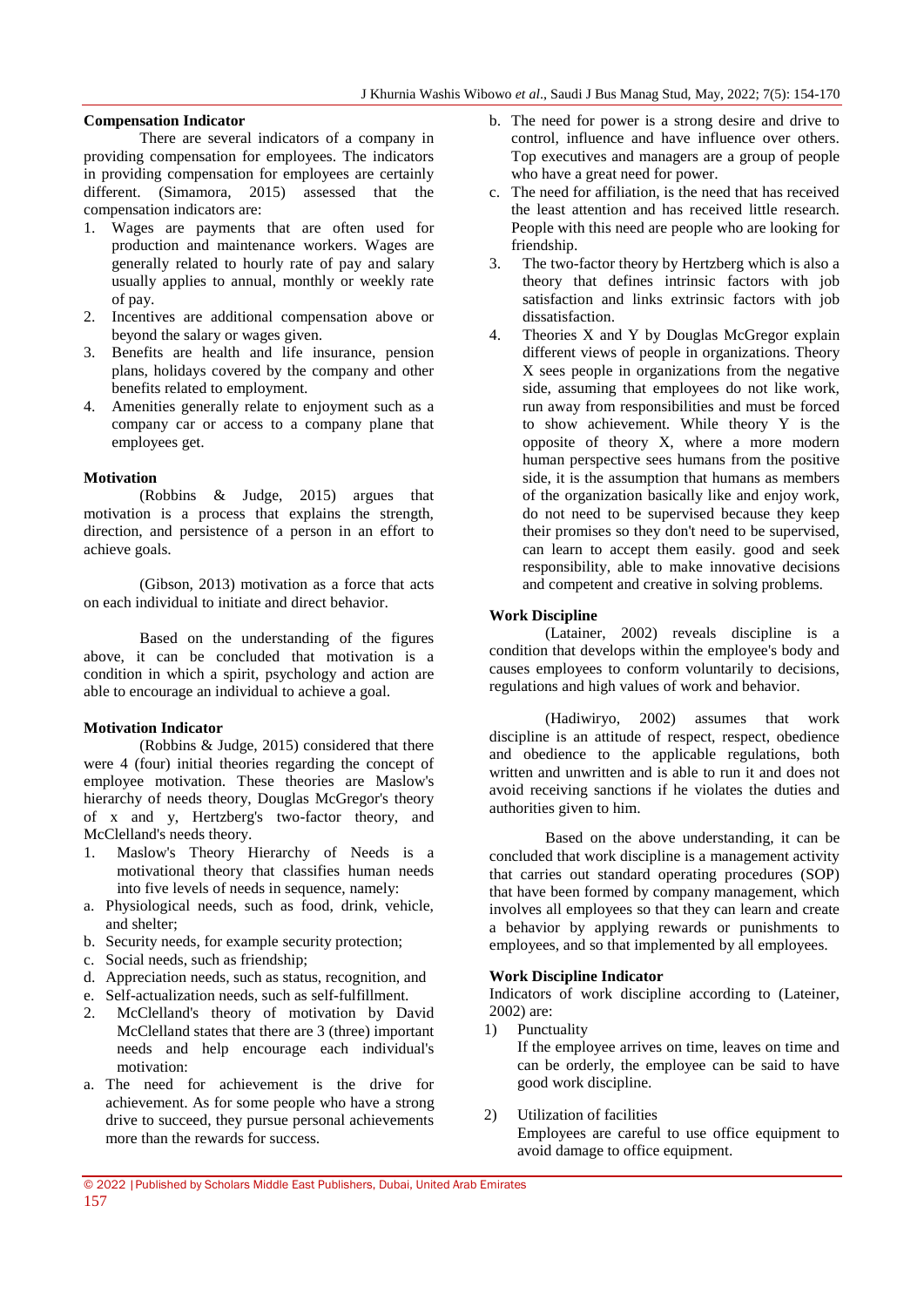**Compensation Indicator**

There are several indicators of a company in providing compensation for employees. The indicators in providing compensation for employees are certainly different. (Simamora, 2015) assessed that the compensation indicators are:

1. Wages are payments that are often used for production and maintenance workers. Wages are generally related to hourly rate of pay and salary usually applies to annual, monthly or weekly rate of pay.
2. Incentives are additional compensation above or beyond the salary or wages given.
3. Benefits are health and life insurance, pension plans, holidays covered by the company and other benefits related to employment.
4. Amenities generally relate to enjoyment such as a company car or access to a company plane that employees get.

**Motivation**

(Robbins & Judge, 2015) argues that motivation is a process that explains the strength, direction, and persistence of a person in an effort to achieve goals.

(Gibson, 2013) motivation as a force that acts on each individual to initiate and direct behavior.

Based on the understanding of the figures above, it can be concluded that motivation is a condition in which a spirit, psychology and action are able to encourage an individual to achieve a goal.

**Motivation Indicator**

(Robbins & Judge, 2015) considered that there were 4 (four) initial theories regarding the concept of employee motivation. These theories are Maslow's hierarchy of needs theory, Douglas McGregor's theory of x and y, Hertzberg's two-factor theory, and McClelland's needs theory.

1. Maslow's Theory Hierarchy of Needs is a motivational theory that classifies human needs into five levels of needs in sequence, namely:
   a. Physiological needs, such as food, drink, vehicle, and shelter;
   b. Security needs, for example security protection;
   c. Social needs, such as friendship;
   d. Appreciation needs, such as status, recognition, and
   e. Self-actualization needs, such as self-fulfillment.
2. McClelland's theory of motivation by David McClelland states that there are 3 (three) important needs and help encourage each individual's motivation:
   a. The need for achievement is the drive for achievement. As for some people who have a strong drive to succeed, they pursue personal achievements more than the rewards for success.
   b. The need for power is a strong desire and drive to control, influence and have influence over others. Top executives and managers are a group of people who have a great need for power.
   c. The need for affiliation, is the need that has received the least attention and has received little research. People with this need are people who are looking for friendship.
3. The two-factor theory by Hertzberg which is also a theory that defines intrinsic factors with job satisfaction and links extrinsic factors with job dissatisfaction.
4. Theories X and Y by Douglas McGregor explain different views of people in organizations. Theory X sees people in organizations from the negative side, assuming that employees do not like work, run away from responsibilities and must be forced to show achievement. While theory Y is the opposite of theory X, where a more modern human perspective sees humans from the positive side, it is the assumption that humans as members of the organization basically like and enjoy work, do not need to be supervised because they keep their promises so they don't need to be supervised, can learn to accept them easily. good and seek responsibility, able to make innovative decisions and competent and creative in solving problems.

**Work Discipline**

(Latainer, 2002) reveals discipline is a condition that develops within the employee's body and causes employees to conform voluntarily to decisions, regulations and high values of work and behavior.

(Hadiwiryo, 2002) assumes that work discipline is an attitude of respect, respect, obedience and obedience to the applicable regulations, both written and unwritten and is able to run it and does not avoid receiving sanctions if he violates the duties and authorities given to him.

Based on the above understanding, it can be concluded that work discipline is a management activity that carries out standard operating procedures (SOP) that have been formed by company management, which involves all employees so that they can learn and create a behavior by applying rewards or punishments to employees, and so that implemented by all employees.

**Work Discipline Indicator**

Indicators of work discipline according to (Lateiner, 2002) are:

1) Punctuality
   If the employee arrives on time, leaves on time and can be orderly, the employee can be said to have good work discipline.
2) Utilization of facilities
   Employees are careful to use office equipment to avoid damage to office equipment.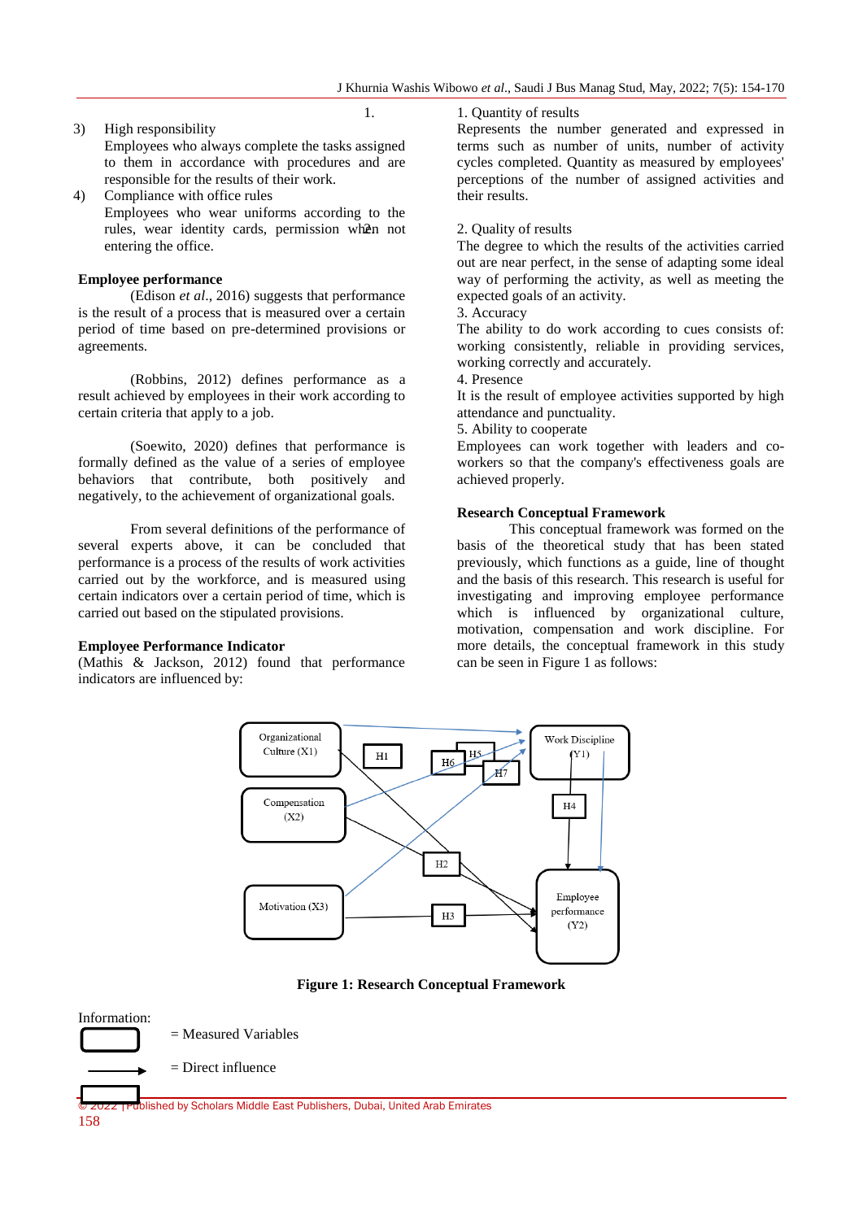3) High responsibility
   Employees who always complete the tasks assigned to them in accordance with procedures and are responsible for the results of their work.
4) Compliance with office rules
   Employees who wear uniforms according to the rules, wear identity cards, permission when not entering the office.

**Employee performance**

(Edison *et al*., 2016) suggests that performance is the result of a process that is measured over a certain period of time based on pre-determined provisions or agreements.

(Robbins, 2012) defines performance as a result achieved by employees in their work according to certain criteria that apply to a job.

(Soewito, 2020) defines that performance is formally defined as a series of employee behaviors that contribute, both positively and negatively, to the achievement of organizational goals.

From several definitions of the performance of several experts above, it can be concluded that performance is a process of the results of work activities carried out by the workforce, and is measured using certain indicators over a certain period of time, which is carried out based on the stipulated provisions.

**Employee Performance Indicator**

(Mathis & Jackson, 2012) found that performance indicators are influenced by:

1. Quantity of results
Represents the number generated and expressed in terms such as number of units, number of activity cycles completed. Quantity as measured by employees' perceptions of the number of assigned activities and their results.

2. Quality of results
The degree to which the results of the activities carried out are near perfect, in the sense of adapting some ideal way of performing the activity, as well as meeting the expected goals of an activity.

3. Accuracy
The ability to do work according to cues consists of: working consistently, reliable in providing services, working correctly and accurately.

4. Presence
It is the result of employee activities supported by high attendance and punctuality.

5. Ability to cooperate
Employees can work together with leaders and co-workers so that the company's effectiveness goals are achieved properly.

**Research Conceptual Framework**

This conceptual framework was formed on the basis of the theoretical study that has been stated previously, which functions as a guide, line of thought and the basis of this research. This research is useful for investigating and improving employee performance which is influenced by organizational culture, motivation, compensation and work discipline. For more details, the conceptual framework in this study can be seen in Figure 1 as follows:

**Figure 1: Research Conceptual Framework**

Information:

= Measured Variables

= Direct influence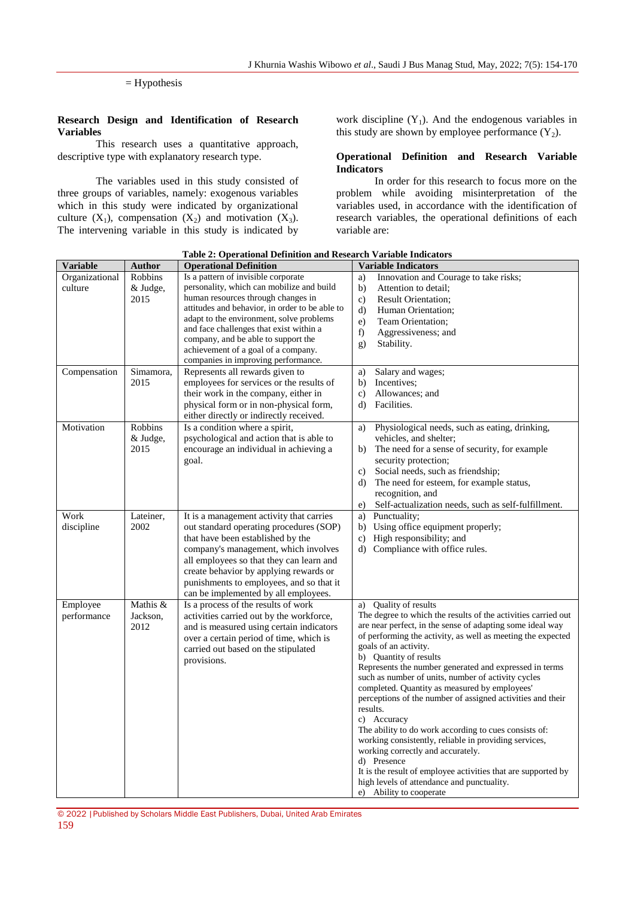= Hypothesis

**Research Design and Identification of Research Variables**

This research uses a quantitative approach, descriptive type with explanatory research type.

The variables used in this study consisted of three groups of variables, namely: exogenous variables which in this study were indicated by organizational culture ($X_1$), compensation ($X_2$) and motivation ($X_3$). The intervening variable in this study is indicated by work discipline ($Y_1$). And the endogenous variables in this study are shown by employee performance ($Y_2$).

**Operational Definition and Research Variable Indicators**

In order for this research to focus more on the problem while avoiding misinterpretation of the variables used, in accordance with the identification of research variables, the operational definitions of each variable are:

**Table 2: Operational Definition and Research Variable Indicators**

| Variable | Author | Operational Definition | Variable Indicators |
|---|---|---|---|
| Organizational culture | Robbins & Judge, 2015 | Is a pattern of invisible corporate personality, which can mobilize and build human resources through changes in attitudes and behavior, in order to be able to adapt to the environment, solve problems and face challenges that exist within a company, and be able to support the achievement of a goal of a company. companies in improving performance. | a) Innovation and Courage to take risks; b) Attention to detail; c) Result Orientation; d) Human Orientation; e) Team Orientation; f) Aggressiveness; and g) Stability. |
| Compensation | Simamora, 2015 | Represents all rewards given to employees for services or the results of their work in the company, either in physical form or in non-physical form, either directly or indirectly received. | a) Salary and wages; b) Incentives; c) Allowances; and d) Facilities. |
| Motivation | Robbins & Judge, 2015 | Is a condition where a spirit, psychological and action that is able to encourage an individual in achieving a goal. | a) Physiological needs, such as eating, drinking, vehicles, and shelter; b) The need for a sense of security, for example security protection; c) Social needs, such as friendship; d) The need for esteem, for example status, recognition, and e) Self-actualization needs, such as self-fulfillment. |
| Work discipline | Lateiner, 2002 | It is a management activity that carries out standard operating procedures (SOP) that have been established by the company's management, which involves all employees so that they can learn and create behavior by applying rewards or punishments to employees, and so that it can be implemented by all employees. | a) Punctuality; b) Using office equipment properly; c) High responsibility; and d) Compliance with office rules. |
| Employee performance | Mathis & Jackson, 2012 | Is a process of the results of work activities carried out by the workforce, and is measured using certain indicators over a certain period of time, which is carried out based on the stipulated provisions. | a) Quality of results<br>The degree to which the results of the activities carried out are near perfect, in the sense of adapting some ideal way of performing the activity, as well as meeting the expected goals of an activity.<br>b) Quantity of results<br>Represents the number generated and expressed in terms such as number of units, number of activity cycles completed. Quantity as measured by employees' perceptions of the number of assigned activities and their results.<br>c) Accuracy<br>The ability to do work according to cues consists of: working consistently, reliable in providing services, working correctly and accurately.<br>d) Presence<br>It is the result of employee activities that are supported by high levels of attendance and punctuality.<br>e) Ability to cooperate |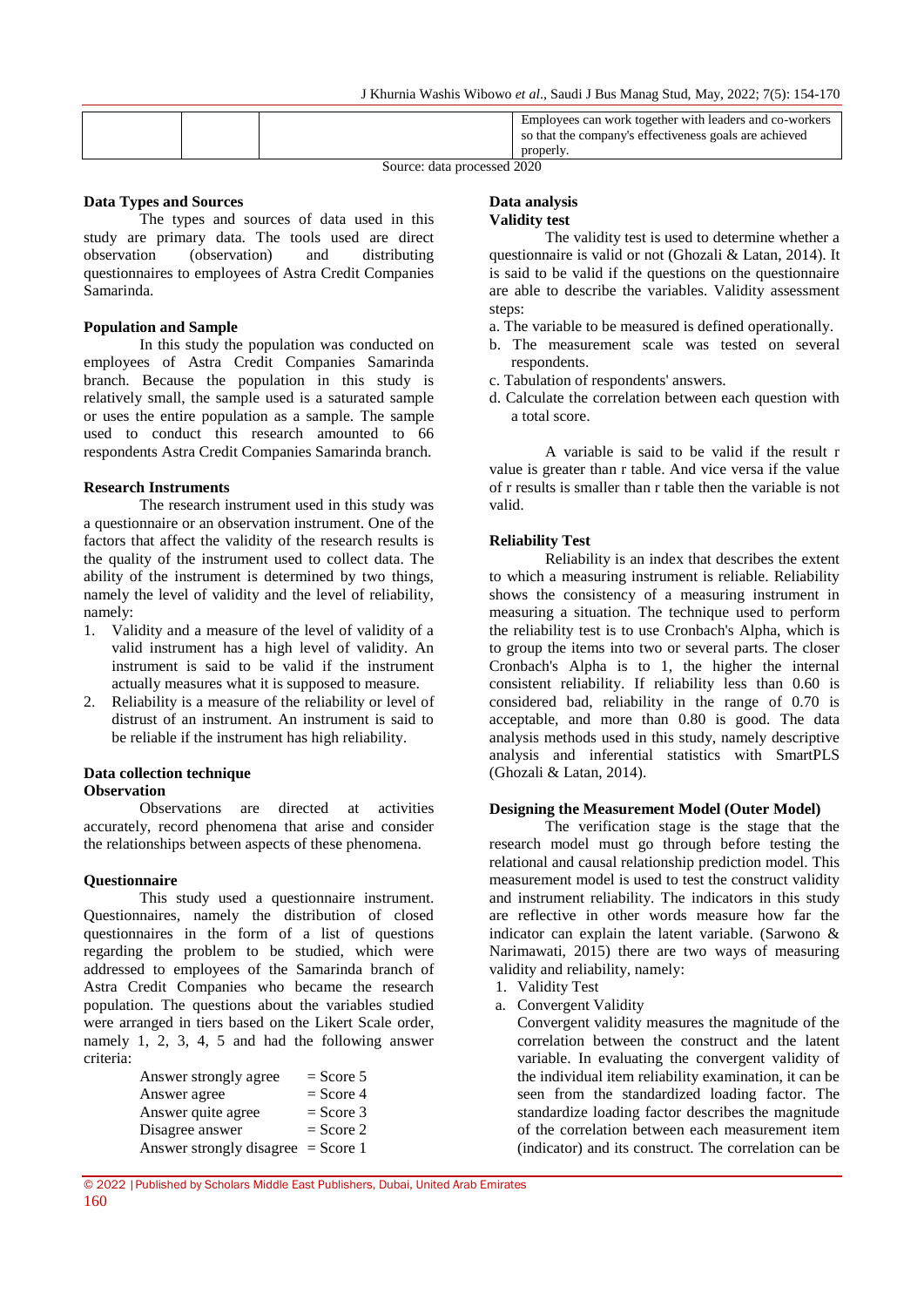| | | | Employees can work together with leaders and co-workers so that the company's effectiveness goals are achieved properly. |
|---|---|---|---|

Source: data processed 2020

**Data Types and Sources**

The types and sources of data used in this study are primary data. The tools used are direct observation (observation) and distributing questionnaires to employees of Astra Credit Companies Samarinda.

**Population and Sample**

In this study the population was conducted on employees of Astra Credit Companies Samarinda branch. Because the population in this study is relatively small, the sample used is a saturated sample or uses the entire population as a sample. The sample used to conduct this research amounted to 66 respondents Astra Credit Companies Samarinda branch.

**Research Instruments**

The research instrument used in this study was a questionnaire or an observation instrument. One of the factors that affect the validity of the research results is the quality of the instrument used to collect data. The ability of the instrument is determined by two things, namely the level of validity and the level of reliability, namely:

1. Validity and a measure of the level of validity of a valid instrument has a high level of validity. An instrument is said to be valid if the instrument actually measures what it is supposed to measure.
2. Reliability is a measure of the reliability or level of distrust of an instrument. An instrument is said to be reliable if the instrument has high reliability.

**Data collection technique**

**Observation**

Observations are directed at activities accurately, record phenomena that arise and consider the relationships between aspects of these phenomena.

**Questionnaire**

This study used a questionnaire instrument. Questionnaires, namely the distribution of closed questionnaires in the form of a list of questions regarding the problem to be studied, which were addressed to employees of the Samarinda branch of Astra Credit Companies who became the research population. The questions about the variables studied were arranged in tiers based on the Likert Scale order, namely 1, 2, 3, 4, 5 and had the following answer criteria:

Answer strongly agree = Score 5
Answer agree = Score 4
Answer quite agree = Score 3
Disagree answer = Score 2
Answer strongly disagree = Score 1

**Data analysis**

**Validity test**

The validity test is used to determine whether a questionnaire is valid or not (Ghozali & Latan, 2014). It is said to be valid if the questions on the questionnaire are able to describe the variables. Validity assessment steps:

a. The variable to be measured is defined operationally.
b. The measurement scale was tested on several respondents.
c. Tabulation of respondents' answers.
d. Calculate the correlation between each question with a total score.

A variable is said to be valid if the result r value is greater than r table. And vice versa if the value of r results is smaller than r table then the variable is not valid.

**Reliability Test**

Reliability is an index that describes the extent to which a measuring instrument is reliable. Reliability shows the consistency of a measuring instrument in measuring a situation. The technique used to perform the reliability test is to use Cronbach's Alpha, which is to group the items into two or several parts. The closer Cronbach's Alpha is to 1, the higher the internal consistent reliability. If reliability less than 0.60 is considered bad, reliability in the range of 0.70 is acceptable, and more than 0.80 is good. The data analysis methods used in this study, namely descriptive analysis and inferential statistics with SmartPLS (Ghozali & Latan, 2014).

**Designing the Measurement Model (Outer Model)**

The verification stage is the stage that the research model must go through before testing the relational and causal relationship prediction model. This measurement model is used to test the construct validity and instrument reliability. The indicators in this study are reflective in other words measure how far the indicator can explain the latent variable. (Sarwono & Narimawati, 2015) there are two ways of measuring validity and reliability, namely:

1. Validity Test
   a. Convergent Validity

      Convergent validity measures the magnitude of the correlation between the construct and the latent variable. In evaluating the convergent validity of the individual item reliability examination, it can be seen from the standardized loading factor. The standardize loading factor describes the magnitude of the correlation between each measurement item (indicator) and its construct. The correlation can be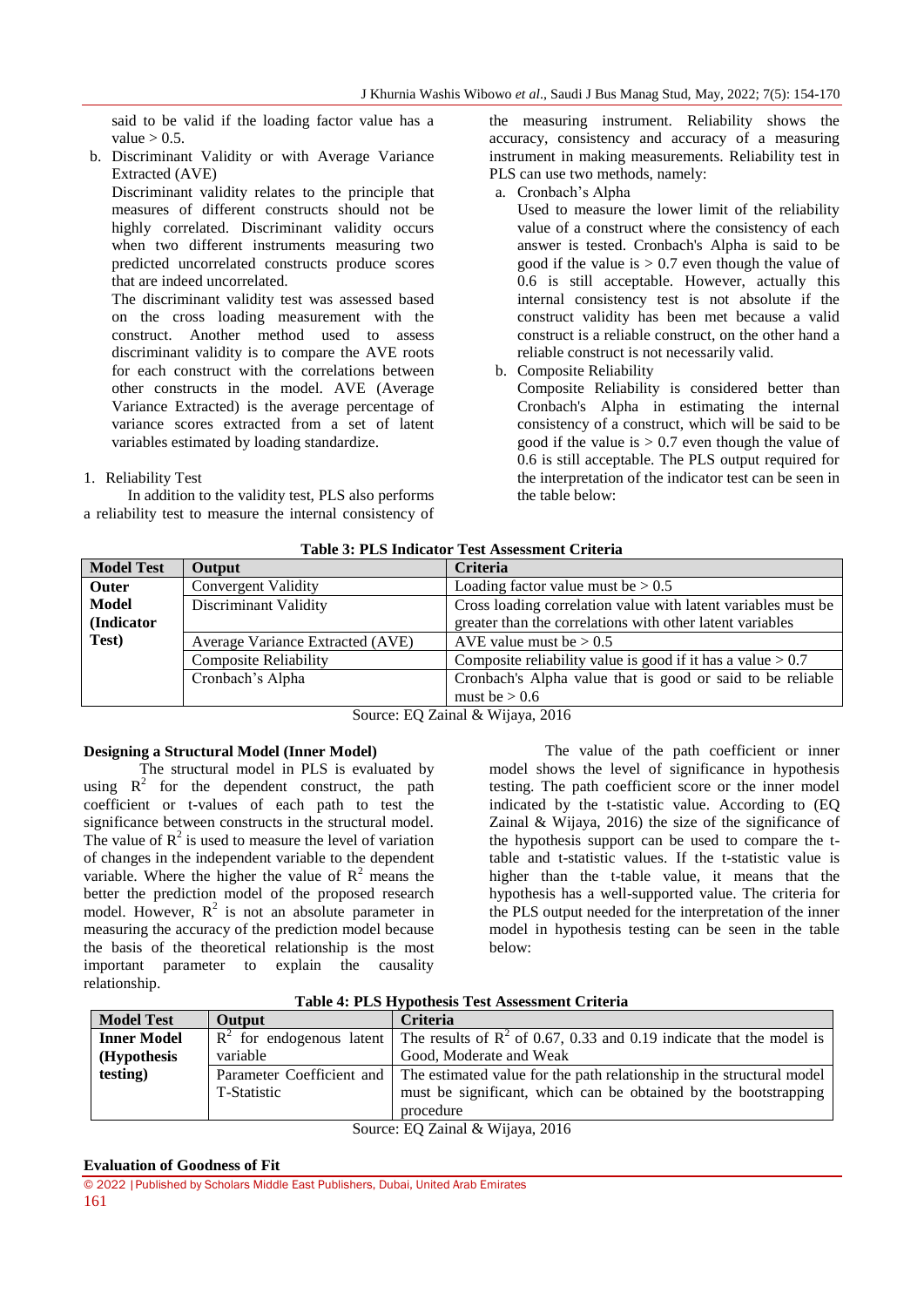said to be valid if the loading factor value has a value > 0.5.

b. Discriminant Validity or with Average Variance Extracted (AVE)

   Discriminant validity relates to the principle that measures of different constructs should not be highly correlated. Discriminant validity occurs when two different instruments measuring two predicted uncorrelated constructs produce scores that are indeed uncorrelated.

   The discriminant validity test was assessed based on the cross loading measurement with the construct. Another method used to assess discriminant validity is to compare the AVE roots for each construct with the correlations between other constructs in the model. AVE (Average Variance Extracted) is the average percentage of variance scores extracted from a set of latent variables estimated by loading standardize.

1. Reliability Test

In addition to the validity test, PLS also performs a reliability test to measure the internal consistency of the measuring instrument. Reliability shows the accuracy, consistency and accuracy of a measuring instrument in making measurements. Reliability test in PLS can use two methods, namely:

a. Cronbach's Alpha

   Used to measure the lower limit of the reliability value of a construct where the consistency of each answer is tested. Cronbach's Alpha is said to be good if the value is > 0.7 even though the value of 0.6 is still acceptable. However, actually this internal consistency test is not absolute if the construct validity has been met because a valid construct is a reliable construct, on the other hand a reliable construct is not necessarily valid.

b. Composite Reliability

   Composite Reliability is considered better than Cronbach's Alpha in estimating the internal consistency of a construct, which will be said to be good if the value is > 0.7 even though the value of 0.6 is still acceptable. The PLS output required for the interpretation of the indicator test can be seen in the table below:

**Table 3: PLS Indicator Test Assessment Criteria**

| Model Test | Output | Criteria |
|---|---|---|
| **Outer Model (Indicator Test)** | Convergent Validity | Loading factor value must be > 0.5 |
| | Discriminant Validity | Cross loading correlation value with latent variables must be greater than the correlations with other latent variables |
| | Average Variance Extracted (AVE) | AVE value must be > 0.5 |
| | Composite Reliability | Composite reliability value is good if it has a value > 0.7 |
| | Cronbach's Alpha | Cronbach's Alpha value that is good or said to be reliable must be > 0.6 |

Source: EQ Zainal & Wijaya, 2016

**Designing a Structural Model (Inner Model)**

The structural model in PLS is evaluated by using $R^2$ for the dependent construct, the path coefficient or t-values of each path to test the significance between constructs in the structural model. The value of $R^2$ is used to measure the level of variation of changes in the independent variable to the dependent variable. Where the higher the value of $R^2$ means the better the prediction model of the proposed research model. However, $R^2$ is not an absolute parameter in measuring the accuracy of the prediction model because the basis of the theoretical relationship is the most important parameter to explain the causality relationship.

The value of the path coefficient or inner model shows the level of significance in hypothesis testing. The path coefficient score or the inner model indicated by the t-statistic value. According to (EQ Zainal & Wijaya, 2016) the size of the significance of the hypothesis support can be used to compare the t-table and t-statistic values. If the t-statistic value is higher than the t-table value, it means that the hypothesis has a well-supported value. The criteria for the PLS output needed for the interpretation of the inner model in hypothesis testing can be seen in the table below:

**Table 4: PLS Hypothesis Test Assessment Criteria**

| Model Test | Output | Criteria |
|---|---|---|
| **Inner Model (Hypothesis testing)** | $R^2$ for endogenous latent variable | The results of $R^2$ of 0.67, 0.33 and 0.19 indicate that the model is Good, Moderate and Weak |
| | Parameter Coefficient and T-Statistic | The estimated value for the path relationship in the structural model must be significant, which can be obtained by the bootstrapping procedure |

Source: EQ Zainal & Wijaya, 2016

**Evaluation of Goodness of Fit**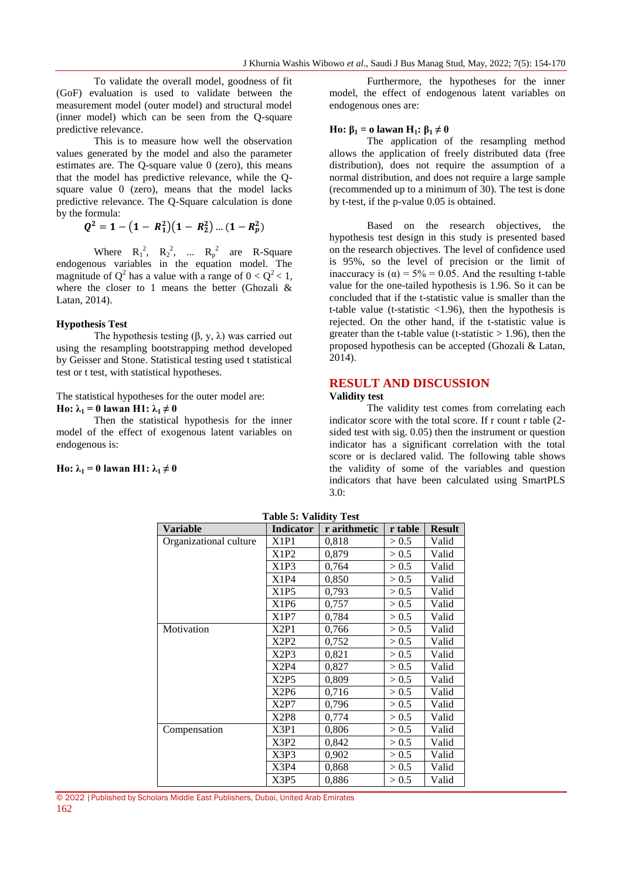To validate the overall model, goodness of fit (GoF) evaluation is used to validate between the measurement model (outer model) and structural model (inner model) which can be seen from the Q-square predictive relevance.

This is to measure how well the observation values generated by the model and also the parameter estimates are. The Q-square value 0 (zero), this means that the model has predictive relevance, while the Q-square value 0 (zero), means that the model lacks predictive relevance. The Q-Square calculation is done by the formula:

$$Q^2 = 1 - (1 - R_1^2)(1 - R_2^2) \ldots (1 - R_p^2)$$

Where $R_1^2$, $R_2^2$, ... $R_p^2$ are R-Square endogenous variables in the equation model. The magnitude of $Q^2$ has a value with a range of $0 < Q^2 < 1$, where the closer to 1 means the better (Ghozali & Latan, 2014).

### Hypothesis Test

The hypothesis testing (β, y, λ) was carried out using the resampling bootstrapping method developed by Geisser and Stone. Statistical testing used t statistical test or t test, with statistical hypotheses.

The statistical hypotheses for the outer model are:

**Ho: $\lambda_1 = 0$ lawan H1: $\lambda_1 \neq 0$**

Then the statistical hypothesis for the inner model of the effect of exogenous latent variables on endogenous is:

**Ho: $\lambda_1 = 0$ lawan H1: $\lambda_1 \neq 0$**

Furthermore, the hypotheses for the inner model, the effect of endogenous latent variables on endogenous ones are:

**Ho: $\beta_1$ = o lawan $H_1$: $\beta_1 \neq 0$**

The application of the resampling method allows the application of freely distributed data (free distribution), does not require the assumption of a normal distribution, and does not require a large sample (recommended up to a minimum of 30). The test is done by t-test, if the p-value 0.05 is obtained.

Based on the research objectives, the hypothesis test design in this study is presented based on the research objectives. The level of confidence used is 95%, so the level of precision or the limit of inaccuracy is (α) = 5% = 0.05. And the resulting t-table value for the one-tailed hypothesis is 1.96. So it can be concluded that if the t-statistic value is smaller than the t-table value (t-statistic <1.96), then the hypothesis is rejected. On the other hand, if the t-statistic value is greater than the t-table value (t-statistic > 1.96), then the proposed hypothesis can be accepted (Ghozali & Latan, 2014).

## RESULT AND DISCUSSION

### Validity test

The validity test comes from correlating each indicator score with the total score. If r count r table (2-sided test with sig. 0.05) then the instrument or question indicator has a significant correlation with the total score or is declared valid. The following table shows the validity of some of the variables and question indicators that have been calculated using SmartPLS 3.0:

**Table 5: Validity Test**

| Variable | Indicator | r arithmetic | r table | Result |
|---|---|---|---|---|
| Organizational culture | X1P1 | 0,818 | > 0.5 | Valid |
| | X1P2 | 0,879 | > 0.5 | Valid |
| | X1P3 | 0,764 | > 0.5 | Valid |
| | X1P4 | 0,850 | > 0.5 | Valid |
| | X1P5 | 0,793 | > 0.5 | Valid |
| | X1P6 | 0,757 | > 0.5 | Valid |
| | X1P7 | 0,784 | > 0.5 | Valid |
| Motivation | X2P1 | 0,766 | > 0.5 | Valid |
| | X2P2 | 0,752 | > 0.5 | Valid |
| | X2P3 | 0,821 | > 0.5 | Valid |
| | X2P4 | 0,827 | > 0.5 | Valid |
| | X2P5 | 0,809 | > 0.5 | Valid |
| | X2P6 | 0,716 | > 0.5 | Valid |
| | X2P7 | 0,796 | > 0.5 | Valid |
| | X2P8 | 0,774 | > 0.5 | Valid |
| Compensation | X3P1 | 0,806 | > 0.5 | Valid |
| | X3P2 | 0,842 | > 0.5 | Valid |
| | X3P3 | 0,902 | > 0.5 | Valid |
| | X3P4 | 0,868 | > 0.5 | Valid |
| | X3P5 | 0,886 | > 0.5 | Valid |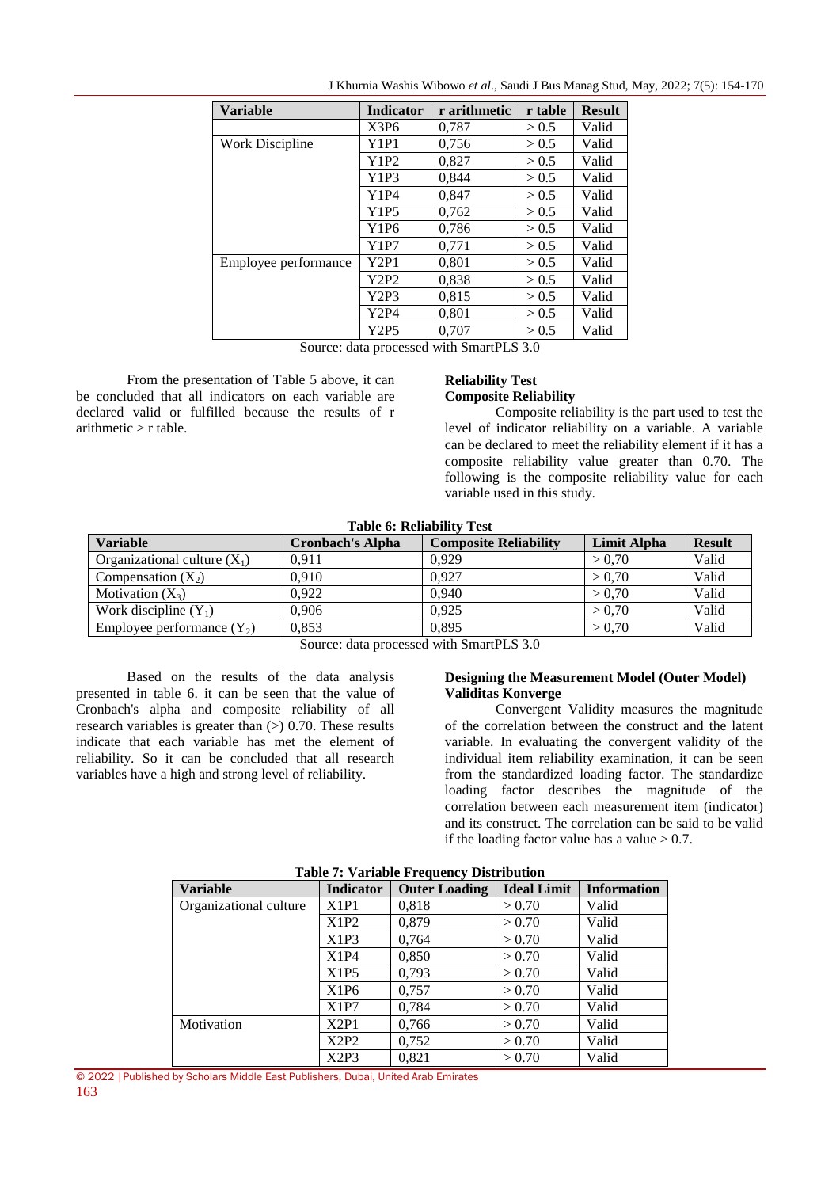| Variable | Indicator | r arithmetic | r table | Result |
|---|---|---|---|---|
| | X3P6 | 0,787 | > 0.5 | Valid |
| Work Discipline | Y1P1 | 0,756 | > 0.5 | Valid |
| | Y1P2 | 0,827 | > 0.5 | Valid |
| | Y1P3 | 0,844 | > 0.5 | Valid |
| | Y1P4 | 0,847 | > 0.5 | Valid |
| | Y1P5 | 0,762 | > 0.5 | Valid |
| | Y1P6 | 0,786 | > 0.5 | Valid |
| | Y1P7 | 0,771 | > 0.5 | Valid |
| Employee performance | Y2P1 | 0,801 | > 0.5 | Valid |
| | Y2P2 | 0,838 | > 0.5 | Valid |
| | Y2P3 | 0,815 | > 0.5 | Valid |
| | Y2P4 | 0,801 | > 0.5 | Valid |
| | Y2P5 | 0,707 | > 0.5 | Valid |

Source: data processed with SmartPLS 3.0

From the presentation of Table 5 above, it can be concluded that all indicators on each variable are declared valid or fulfilled because the results of r arithmetic > r table.

**Reliability Test**

**Composite Reliability**

Composite reliability is the part used to test the level of indicator reliability on a variable. A variable can be declared to meet the reliability element if it has a composite reliability value greater than 0.70. The following is the composite reliability value for each variable used in this study.

**Table 6: Reliability Test**

| Variable | Cronbach's Alpha | Composite Reliability | Limit Alpha | Result |
|---|---|---|---|---|
| Organizational culture ($X_1$) | 0,911 | 0,929 | > 0,70 | Valid |
| Compensation ($X_2$) | 0,910 | 0,927 | > 0,70 | Valid |
| Motivation ($X_3$) | 0,922 | 0,940 | > 0,70 | Valid |
| Work discipline ($Y_1$) | 0,906 | 0,925 | > 0,70 | Valid |
| Employee performance ($Y_2$) | 0,853 | 0,895 | > 0,70 | Valid |

Source: data processed with SmartPLS 3.0

Based on the results of the data analysis presented in table 6. it can be seen that the value of Cronbach's alpha and composite reliability of all research variables is greater than (>) 0.70. These results indicate that each variable has met the element of reliability. So it can be concluded that all research variables have a high and strong level of reliability.

**Designing the Measurement Model (Outer Model)**

**Validitas Konverge**

Convergent Validity measures the magnitude of the correlation between the construct and the latent variable. In evaluating the convergent validity of the individual item reliability examination, it can be seen from the standardized loading factor. The standardize loading factor describes the magnitude of the correlation between each measurement item (indicator) and its construct. The correlation can be said to be valid if the loading factor value has a value > 0.7.

**Table 7: Variable Frequency Distribution**

| Variable | Indicator | Outer Loading | Ideal Limit | Information |
|---|---|---|---|---|
| Organizational culture | X1P1 | 0,818 | > 0.70 | Valid |
| | X1P2 | 0,879 | > 0.70 | Valid |
| | X1P3 | 0,764 | > 0.70 | Valid |
| | X1P4 | 0,850 | > 0.70 | Valid |
| | X1P5 | 0,793 | > 0.70 | Valid |
| | X1P6 | 0,757 | > 0.70 | Valid |
| | X1P7 | 0,784 | > 0.70 | Valid |
| Motivation | X2P1 | 0,766 | > 0.70 | Valid |
| | X2P2 | 0,752 | > 0.70 | Valid |
| | X2P3 | 0,821 | > 0.70 | Valid |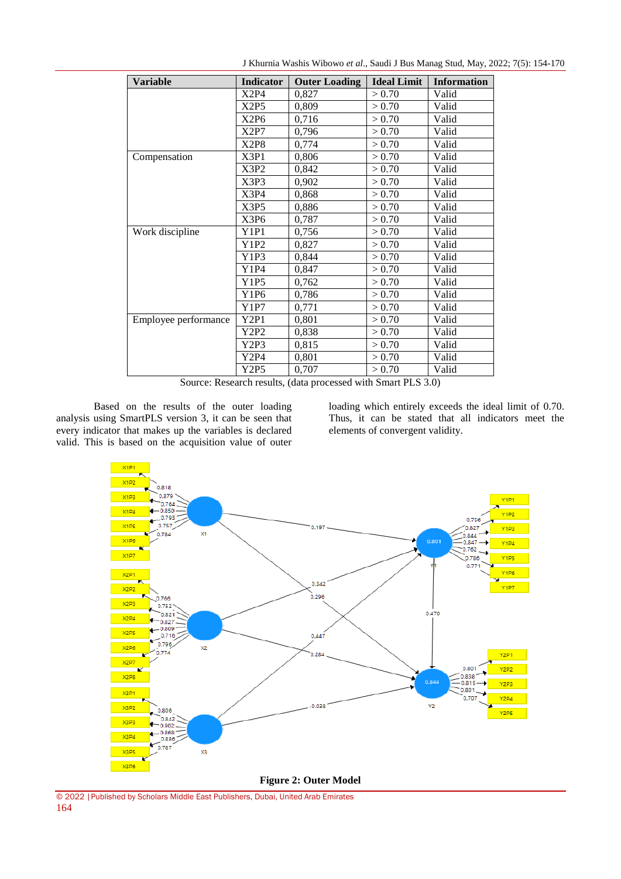| Variable | Indicator | Outer Loading | Ideal Limit | Information |
|---|---|---|---|---|
| | X2P4 | 0,827 | > 0.70 | Valid |
| | X2P5 | 0,809 | > 0.70 | Valid |
| | X2P6 | 0,716 | > 0.70 | Valid |
| | X2P7 | 0,796 | > 0.70 | Valid |
| | X2P8 | 0,774 | > 0.70 | Valid |
| Compensation | X3P1 | 0,806 | > 0.70 | Valid |
| | X3P2 | 0,842 | > 0.70 | Valid |
| | X3P3 | 0,902 | > 0.70 | Valid |
| | X3P4 | 0,868 | > 0.70 | Valid |
| | X3P5 | 0,886 | > 0.70 | Valid |
| | X3P6 | 0,787 | > 0.70 | Valid |
| Work discipline | Y1P1 | 0,756 | > 0.70 | Valid |
| | Y1P2 | 0,827 | > 0.70 | Valid |
| | Y1P3 | 0,844 | > 0.70 | Valid |
| | Y1P4 | 0,847 | > 0.70 | Valid |
| | Y1P5 | 0,762 | > 0.70 | Valid |
| | Y1P6 | 0,786 | > 0.70 | Valid |
| | Y1P7 | 0,771 | > 0.70 | Valid |
| Employee performance | Y2P1 | 0,801 | > 0.70 | Valid |
| | Y2P2 | 0,838 | > 0.70 | Valid |
| | Y2P3 | 0,815 | > 0.70 | Valid |
| | Y2P4 | 0,801 | > 0.70 | Valid |
| | Y2P5 | 0,707 | > 0.70 | Valid |

Source: Research results, (data processed with Smart PLS 3.0)

Based on the results of the outer loading analysis using SmartPLS version 3, it can be seen that every indicator that makes up the variables is declared valid. This is based on the acquisition value of outer loading which entirely exceeds the ideal limit of 0.70. Thus, it can be stated that all indicators meet the elements of convergent validity.

**Figure 2: Outer Model**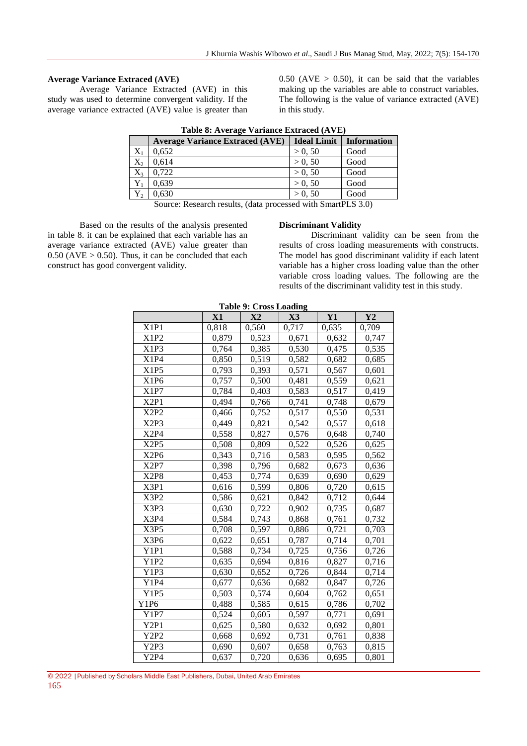### Average Variance Extracted (AVE)

Average Variance Extracted (AVE) in this study was used to determine convergent validity. If the average variance extracted (AVE) value is greater than 0.50 (AVE > 0.50), it can be said that the variables making up the variables are able to construct variables. The following is the value of variance extracted (AVE) in this study.

**Table 8: Average Variance Extracted (AVE)**

| | Average Variance Extracted (AVE) | Ideal Limit | Information |
|---|---|---|---|
| $X_1$ | 0,652 | > 0, 50 | Good |
| $X_2$ | 0,614 | > 0, 50 | Good |
| $X_3$ | 0,722 | > 0, 50 | Good |
| $Y_1$ | 0,639 | > 0, 50 | Good |
| $Y_2$ | 0,630 | > 0, 50 | Good |

Source: Research results, (data processed with SmartPLS 3.0)

Based on the results of the analysis presented in table 8. it can be explained that each variable has an average variance extracted (AVE) value greater than 0.50 (AVE > 0.50). Thus, it can be concluded that each construct has good convergent validity.

### Discriminant Validity

Discriminant validity can be seen from the results of cross loading measurements with constructs. The model has good discriminant validity if each latent variable has a higher cross loading value than the other variable cross loading values. The following are the results of the discriminant validity test in this study.

**Table 9: Cross Loading**

| | X1 | X2 | X3 | Y1 | Y2 |
|---|---|---|---|---|---|
| X1P1 | 0,818 | 0,560 | 0,717 | 0,635 | 0,709 |
| X1P2 | 0,879 | 0,523 | 0,671 | 0,632 | 0,747 |
| X1P3 | 0,764 | 0,385 | 0,530 | 0,475 | 0,535 |
| X1P4 | 0,850 | 0,519 | 0,582 | 0,682 | 0,685 |
| X1P5 | 0,793 | 0,393 | 0,571 | 0,567 | 0,601 |
| X1P6 | 0,757 | 0,500 | 0,481 | 0,559 | 0,621 |
| X1P7 | 0,784 | 0,403 | 0,583 | 0,517 | 0,419 |
| X2P1 | 0,494 | 0,766 | 0,741 | 0,748 | 0,679 |
| X2P2 | 0,466 | 0,752 | 0,517 | 0,550 | 0,531 |
| X2P3 | 0,449 | 0,821 | 0,542 | 0,557 | 0,618 |
| X2P4 | 0,558 | 0,827 | 0,576 | 0,648 | 0,740 |
| X2P5 | 0,508 | 0,809 | 0,522 | 0,526 | 0,625 |
| X2P6 | 0,343 | 0,716 | 0,583 | 0,595 | 0,562 |
| X2P7 | 0,398 | 0,796 | 0,682 | 0,673 | 0,636 |
| X2P8 | 0,453 | 0,774 | 0,639 | 0,690 | 0,629 |
| X3P1 | 0,616 | 0,599 | 0,806 | 0,720 | 0,615 |
| X3P2 | 0,586 | 0,621 | 0,842 | 0,712 | 0,644 |
| X3P3 | 0,630 | 0,722 | 0,902 | 0,735 | 0,687 |
| X3P4 | 0,584 | 0,743 | 0,868 | 0,761 | 0,732 |
| X3P5 | 0,708 | 0,597 | 0,886 | 0,721 | 0,703 |
| X3P6 | 0,622 | 0,651 | 0,787 | 0,714 | 0,701 |
| Y1P1 | 0,588 | 0,734 | 0,725 | 0,756 | 0,726 |
| Y1P2 | 0,635 | 0,694 | 0,816 | 0,827 | 0,716 |
| Y1P3 | 0,630 | 0,652 | 0,726 | 0,844 | 0,714 |
| Y1P4 | 0,677 | 0,636 | 0,682 | 0,847 | 0,726 |
| Y1P5 | 0,503 | 0,574 | 0,604 | 0,762 | 0,651 |
| Y1P6 | 0,488 | 0,585 | 0,615 | 0,786 | 0,702 |
| Y1P7 | 0,524 | 0,605 | 0,597 | 0,771 | 0,691 |
| Y2P1 | 0,625 | 0,580 | 0,632 | 0,692 | 0,801 |
| Y2P2 | 0,668 | 0,692 | 0,731 | 0,761 | 0,838 |
| Y2P3 | 0,690 | 0,607 | 0,658 | 0,763 | 0,815 |
| Y2P4 | 0,637 | 0,720 | 0,636 | 0,695 | 0,801 |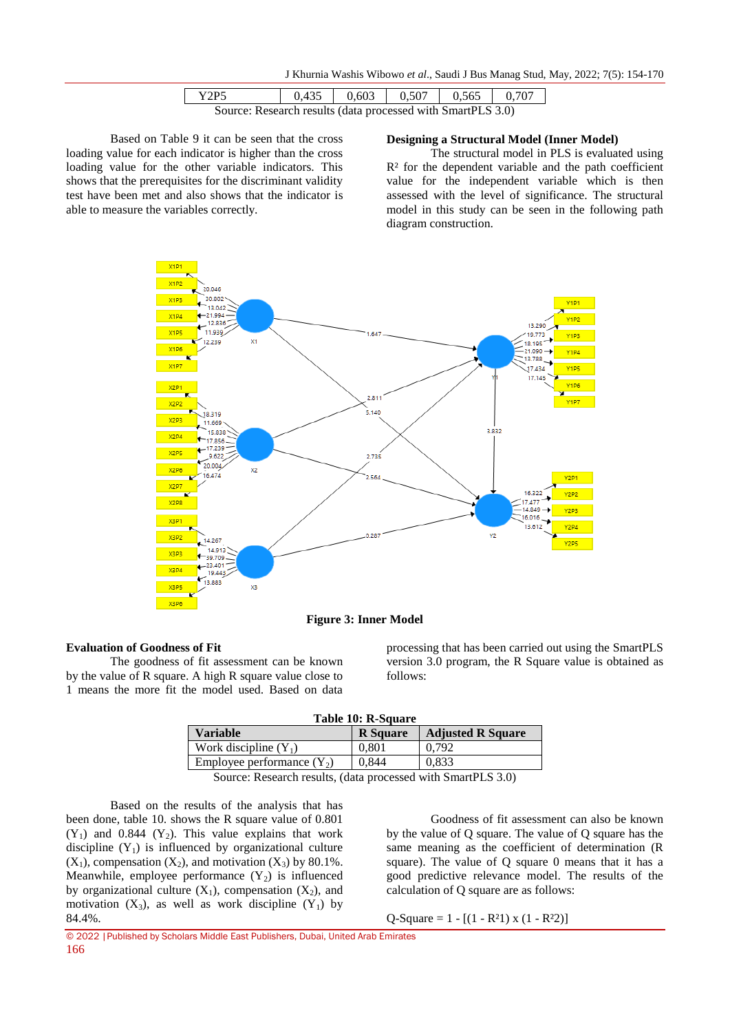| Y2P5 | 0,435 | 0,603 | 0,507 | 0,565 | 0,707 |
|---|---|---|---|---|---|

Source: Research results (data processed with SmartPLS 3.0)

Based on Table 9 it can be seen that the cross loading value for each indicator is higher than the cross loading value for the other variable indicators. This shows that the prerequisites for the discriminant validity test have been met and also shows that the indicator is able to measure the variables correctly.

**Designing a Structural Model (Inner Model)**

The structural model in PLS is evaluated using $R^2$ for the dependent variable and the path coefficient value for the independent variable which is then assessed with the level of significance. The structural model in this study can be seen in the following path diagram construction.

**Figure 3: Inner Model**

**Evaluation of Goodness of Fit**

The goodness of fit assessment can be known by the value of R square. A high R square value close to 1 means the more fit the model used. Based on data processing that has been carried out using the SmartPLS version 3.0 program, the R Square value is obtained as follows:

**Table 10: R-Square**

| Variable | R Square | Adjusted R Square |
|---|---|---|
| Work discipline ($Y_1$) | 0,801 | 0,792 |
| Employee performance ($Y_2$) | 0,844 | 0,833 |

Source: Research results, (data processed with SmartPLS 3.0)

Based on the results of the analysis that has been done, table 10. shows the R square value of 0.801 ($Y_1$) and 0.844 ($Y_2$). This value explains that work discipline ($Y_1$) is influenced by organizational culture ($X_1$), compensation ($X_2$), and motivation ($X_3$) by 80.1%. Meanwhile, employee performance ($Y_2$) is influenced by organizational culture ($X_1$), compensation ($X_2$), and motivation ($X_3$), as well as work discipline ($Y_1$) by 84.4%.

Goodness of fit assessment can also be known by the value of Q square. The value of Q square has the same meaning as the coefficient of determination (R square). The value of Q square 0 means that it has a good predictive relevance model. The results of the calculation of Q square are as follows:

$$\text{Q-Square} = 1 - [(1 - R^2 1) \times (1 - R^2 2)]$$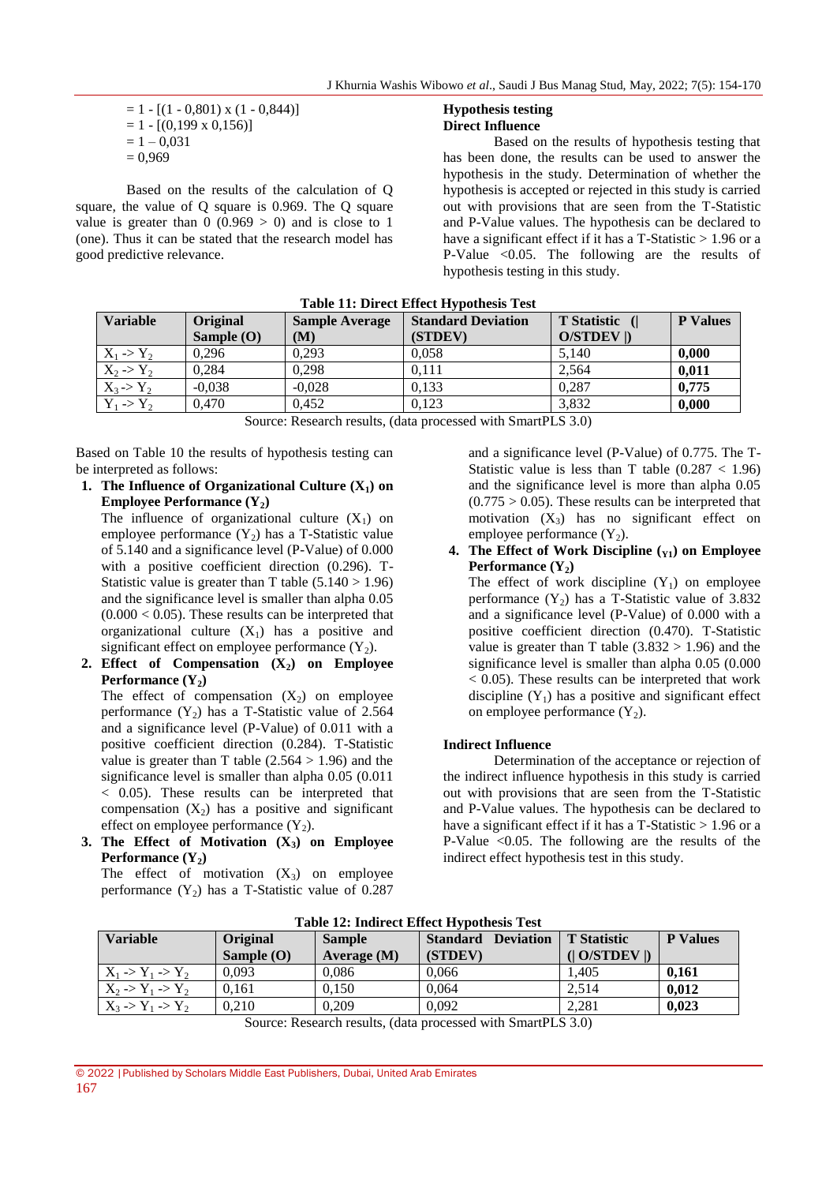$= 1 - [(1 - 0{,}801) \times (1 - 0{,}844)]$
$= 1 - [(0{,}199 \times 0{,}156)]$
$= 1 – 0{,}031$
$= 0{,}969$

Based on the results of the calculation of Q square, the value of Q square is 0.969. The Q square value is greater than 0 (0.969 > 0) and is close to 1 (one). Thus it can be stated that the research model has good predictive relevance.

**Hypothesis testing**

**Direct Influence**

Based on the results of hypothesis testing that has been done, the results can be used to answer the hypothesis in the study. Determination of whether the hypothesis is accepted or rejected in this study is carried out with provisions that are seen from the T-Statistic and P-Value values. The hypothesis can be declared to have a significant effect if it has a T-Statistic > 1.96 or a P-Value <0.05. The following are the results of hypothesis testing in this study.

**Table 11: Direct Effect Hypothesis Test**

| Variable | Original Sample (O) | Sample Average (M) | Standard Deviation (STDEV) | T Statistic (\| O/STDEV \|) | P Values |
|---|---|---|---|---|---|
| $X_1$ -> $Y_2$ | 0,296 | 0,293 | 0,058 | 5,140 | **0,000** |
| $X_2$ -> $Y_2$ | 0,284 | 0,298 | 0,111 | 2,564 | **0,011** |
| $X_3$ -> $Y_2$ | -0,038 | -0,028 | 0,133 | 0,287 | **0,775** |
| $Y_1$ -> $Y_2$ | 0,470 | 0,452 | 0,123 | 3,832 | **0,000** |

Source: Research results, (data processed with SmartPLS 3.0)

Based on Table 10 the results of hypothesis testing can be interpreted as follows:

1. **The Influence of Organizational Culture ($X_1$) on Employee Performance ($Y_2$)**
   The influence of organizational culture ($X_1$) on employee performance ($Y_2$) has a T-Statistic value of 5.140 and a significance level (P-Value) of 0.000 with a positive coefficient direction (0.296). T-Statistic value is greater than T table (5.140 > 1.96) and the significance level is smaller than alpha 0.05 (0.000 < 0.05). These results can be interpreted that organizational culture ($X_1$) has a positive and significant effect on employee performance ($Y_2$).
2. **Effect of Compensation ($X_2$) on Employee Performance ($Y_2$)**
   The effect of compensation ($X_2$) on employee performance ($Y_2$) has a T-Statistic value of 2.564 and a significance level (P-Value) of 0.011 with a positive coefficient direction (0.284). T-Statistic value is greater than T table (2.564 > 1.96) and the significance level is smaller than alpha 0.05 (0.011 < 0.05). These results can be interpreted that compensation ($X_2$) has a positive and significant effect on employee performance ($Y_2$).
3. **The Effect of Motivation ($X_3$) on Employee Performance ($Y_2$)**
   The effect of motivation ($X_3$) on employee performance ($Y_2$) has a T-Statistic value of 0.287 and a significance level (P-Value) of 0.775. The T-Statistic value is less than T table (0.287 < 1.96) and the significance level is more than alpha 0.05 (0.775 > 0.05). These results can be interpreted that motivation ($X_3$) has no significant effect on employee performance ($Y_2$).
4. **The Effect of Work Discipline ($_{Y1}$) on Employee Performance ($Y_2$)**
   The effect of work discipline ($Y_1$) on employee performance ($Y_2$) has a T-Statistic value of 3.832 and a significance level (P-Value) of 0.000 with a positive coefficient direction (0.470). T-Statistic value is greater than T table (3.832 > 1.96) and the significance level is smaller than alpha 0.05 (0.000 < 0.05). These results can be interpreted that work discipline ($Y_1$) has a positive and significant effect on employee performance ($Y_2$).

**Indirect Influence**

Determination of the acceptance or rejection of the indirect influence hypothesis in this study is carried out with provisions that are seen from the T-Statistic and P-Value values. The hypothesis can be declared to have a significant effect if it has a T-Statistic > 1.96 or a P-Value <0.05. The following are the results of the indirect effect hypothesis test in this study.

**Table 12: Indirect Effect Hypothesis Test**

| Variable | Original Sample (O) | Sample Average (M) | Standard Deviation (STDEV) | T Statistic (\| O/STDEV \|) | P Values |
|---|---|---|---|---|---|
| $X_1$ -> $Y_1$ -> $Y_2$ | 0,093 | 0,086 | 0,066 | 1,405 | **0,161** |
| $X_2$ -> $Y_1$ -> $Y_2$ | 0,161 | 0,150 | 0,064 | 2,514 | **0,012** |
| $X_3$ -> $Y_1$ -> $Y_2$ | 0,210 | 0,209 | 0,092 | 2,281 | **0,023** |

Source: Research results, (data processed with SmartPLS 3.0)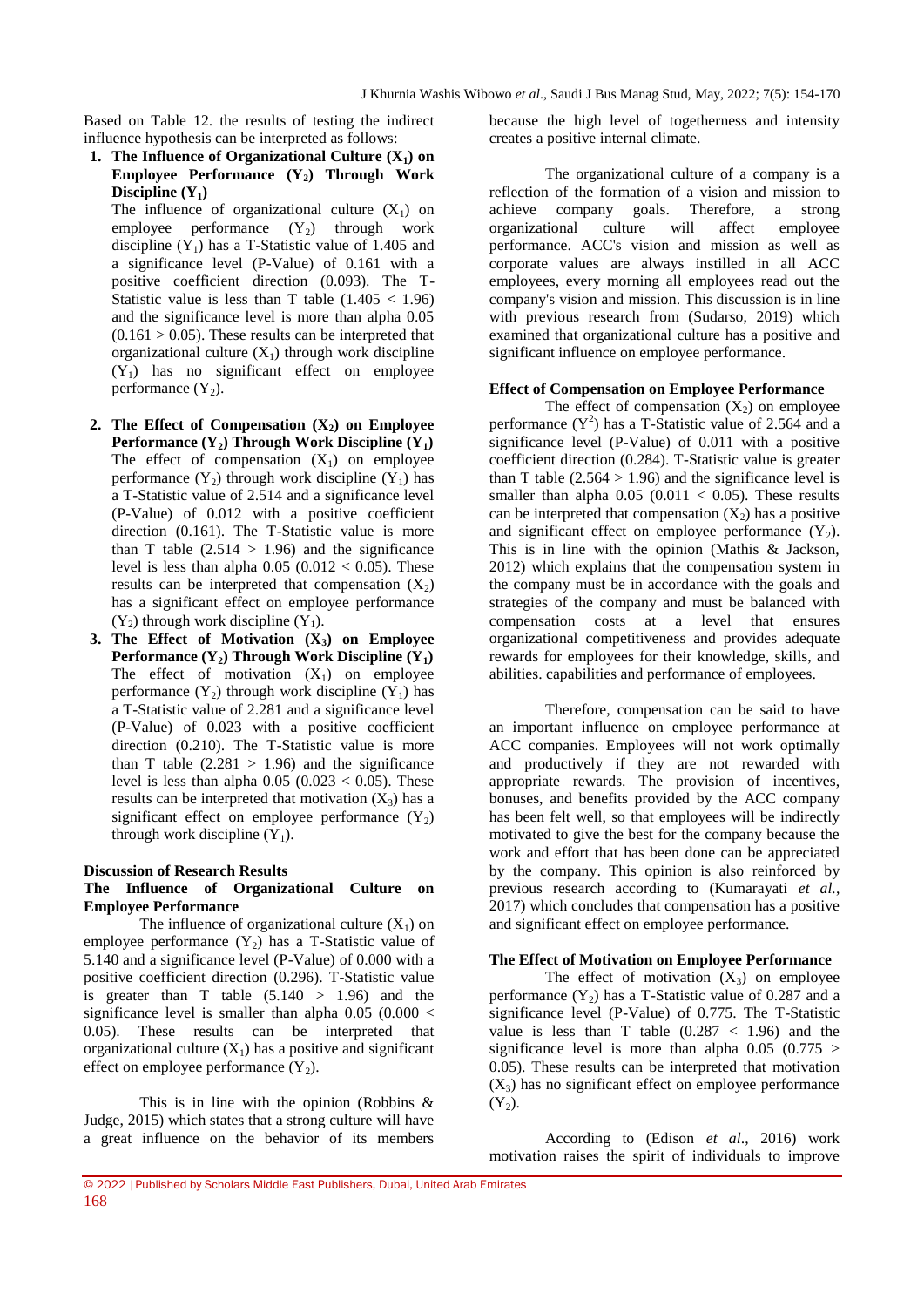Based on Table 12. the results of testing the indirect influence hypothesis can be interpreted as follows:

1. **The Influence of Organizational Culture ($X_1$) on Employee Performance ($Y_2$) Through Work Discipline ($Y_1$)**

   The influence of organizational culture ($X_1$) on employee performance ($Y_2$) through work discipline ($Y_1$) has a T-Statistic value of 1.405 and a significance level (P-Value) of 0.161 with a positive coefficient direction (0.093). The T-Statistic value is less than T table ($1.405 < 1.96$) and the significance level is more than alpha 0.05 ($0.161 > 0.05$). These results can be interpreted that organizational culture ($X_1$) through work discipline ($Y_1$) has no significant effect on employee performance ($Y_2$).

2. **The Effect of Compensation ($X_2$) on Employee Performance ($Y_2$) Through Work Discipline ($Y_1$)**

   The effect of compensation ($X_1$) on employee performance ($Y_2$) through work discipline ($Y_1$) has a T-Statistic value of 2.514 and a significance level (P-Value) of 0.012 with a positive coefficient direction (0.161). The T-Statistic value is more than T table ($2.514 > 1.96$) and the significance level is less than alpha 0.05 ($0.012 < 0.05$). These results can be interpreted that compensation ($X_2$) has a significant effect on employee performance ($Y_2$) through work discipline ($Y_1$).

3. **The Effect of Motivation ($X_3$) on Employee Performance ($Y_2$) Through Work Discipline ($Y_1$)**

   The effect of motivation ($X_1$) on employee performance ($Y_2$) through work discipline ($Y_1$) has a T-Statistic value of 2.281 and a significance level (P-Value) of 0.023 with a positive coefficient direction (0.210). The T-Statistic value is more than T table ($2.281 > 1.96$) and the significance level is less than alpha 0.05 ($0.023 < 0.05$). These results can be interpreted that motivation ($X_3$) has a significant effect on employee performance ($Y_2$) through work discipline ($Y_1$).

### Discussion of Research Results

#### The Influence of Organizational Culture on Employee Performance

The influence of organizational culture ($X_1$) on employee performance ($Y_2$) has a T-Statistic value of 5.140 and a significance level (P-Value) of 0.000 with a positive coefficient direction (0.296). T-Statistic value is greater than T table ($5.140 > 1.96$) and the significance level is smaller than alpha 0.05 ($0.000 < 0.05$). These results can be interpreted that organizational culture ($X_1$) has a positive and significant effect on employee performance ($Y_2$).

This is in line with the opinion (Robbins & Judge, 2015) which states that a strong culture will have a great influence on the behavior of its members because the high level of togetherness and intensity creates a positive internal climate.

The organizational culture of a company is a reflection of the formation of a vision and mission to achieve company goals. Therefore, a strong organizational culture will affect employee performance. ACC's vision and mission as well as corporate values are always instilled in all ACC employees, every morning all employees read out the company's vision and mission. This discussion is in line with previous research from (Sudarso, 2019) which examined that organizational culture has a positive and significant influence on employee performance.

#### Effect of Compensation on Employee Performance

The effect of compensation ($X_2$) on employee performance ($Y^2$) has a T-Statistic value of 2.564 and a significance level (P-Value) of 0.011 with a positive coefficient direction (0.284). T-Statistic value is greater than T table ($2.564 > 1.96$) and the significance level is smaller than alpha 0.05 ($0.011 < 0.05$). These results can be interpreted that compensation ($X_2$) has a positive and significant effect on employee performance ($Y_2$). This is in line with the opinion (Mathis & Jackson, 2012) which explains that the compensation system in the company must be in accordance with the goals and strategies of the company and must be balanced with compensation costs at a level that ensures organizational competitiveness and provides adequate rewards for employees for their knowledge, skills, and abilities. capabilities and performance of employees.

Therefore, compensation can be said to have an important influence on employee performance at ACC companies. Employees will not work optimally and productively if they are not rewarded with appropriate rewards. The provision of incentives, bonuses, and benefits provided by the ACC company has been felt well, so that employees will be indirectly motivated to give the best for the company because the work and effort that has been done can be appreciated by the company. This opinion is also reinforced by previous research according to (Kumarayati *et al.*, 2017) which concludes that compensation has a positive and significant effect on employee performance.

#### The Effect of Motivation on Employee Performance

The effect of motivation ($X_3$) on employee performance ($Y_2$) has a T-Statistic value of 0.287 and a significance level (P-Value) of 0.775. The T-Statistic value is less than T table ($0.287 < 1.96$) and the significance level is more than alpha 0.05 ($0.775 > 0.05$). These results can be interpreted that motivation ($X_3$) has no significant effect on employee performance ($Y_2$).

According to (Edison *et al*., 2016) work motivation raises the spirit of individuals to improve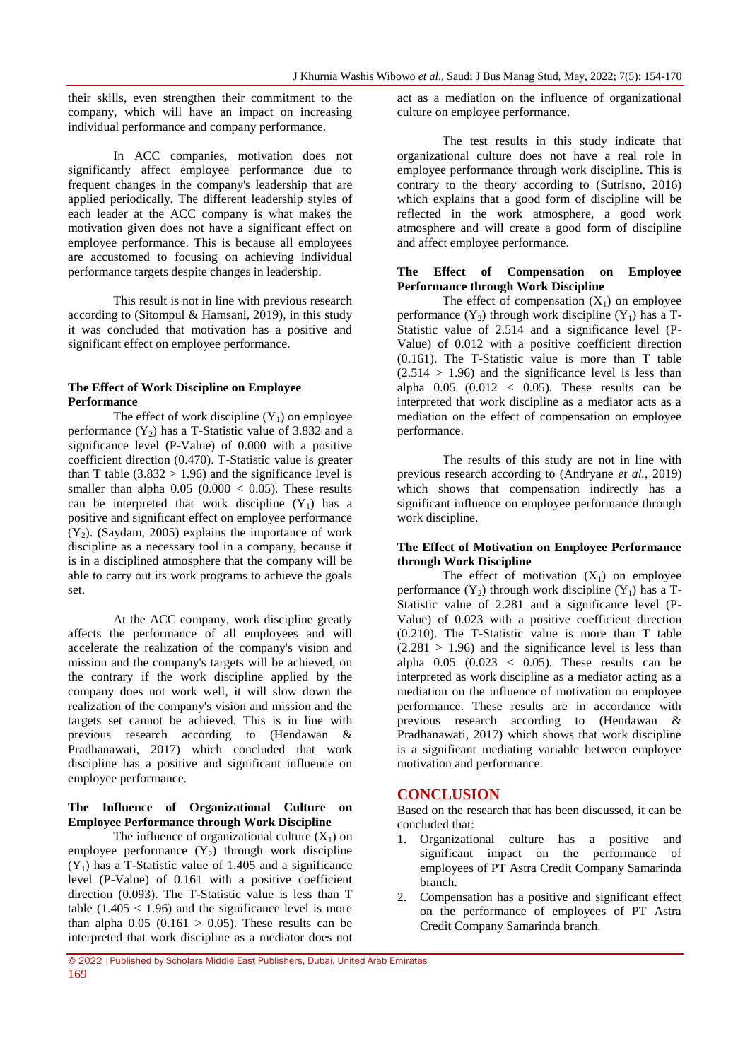their skills, even strengthen their commitment to the company, which will have an impact on increasing individual performance and company performance.

In ACC companies, motivation does not significantly affect employee performance due to frequent changes in the company's leadership that are applied periodically. The different leadership styles of each leader at the ACC company is what makes the motivation given does not have a significant effect on employee performance. This is because all employees are accustomed to focusing on achieving individual performance targets despite changes in leadership.

This result is not in line with previous research according to (Sitompul & Hamsani, 2019), in this study it was concluded that motivation has a positive and significant effect on employee performance.

**The Effect of Work Discipline on Employee Performance**

The effect of work discipline ($Y_1$) on employee performance ($Y_2$) has a T-Statistic value of 3.832 and a significance level (P-Value) of 0.000 with a positive coefficient direction (0.470). T-Statistic value is greater than T table (3.832 > 1.96) and the significance level is smaller than alpha 0.05 (0.000 < 0.05). These results can be interpreted that work discipline ($Y_1$) has a positive and significant effect on employee performance ($Y_2$). (Saydam, 2005) explains the importance of work discipline as a necessary tool in a company, because it is in a disciplined atmosphere that the company will be able to carry out its work programs to achieve the goals set.

At the ACC company, work discipline greatly affects the performance of all employees and will accelerate the realization of the company's vision and mission and the company's targets will be achieved, on the contrary if the work discipline applied by the company does not work well, it will slow down the realization of the company's vision and mission and the targets set cannot be achieved. This is in line with previous research according to (Hendawan & Pradhanawati, 2017) which concluded that work discipline has a positive and significant influence on employee performance.

**The Influence of Organizational Culture on Employee Performance through Work Discipline**

The influence of organizational culture ($X_1$) on employee performance ($Y_2$) through work discipline ($Y_1$) has a T-Statistic value of 1.405 and a significance level (P-Value) of 0.161 with a positive coefficient direction (0.093). The T-Statistic value is less than T table (1.405 < 1.96) and the significance level is more than alpha 0.05 (0.161 > 0.05). These results can be interpreted that work discipline as a mediator does not act as a mediation on the influence of organizational culture on employee performance.

The test results in this study indicate that organizational culture does not have a real role in employee performance through work discipline. This is contrary to the theory according to (Sutrisno, 2016) which explains that a good form of discipline will be reflected in the work atmosphere, a good work atmosphere and will create a good form of discipline and affect employee performance.

**The Effect of Compensation on Employee Performance through Work Discipline**

The effect of compensation ($X_1$) on employee performance ($Y_2$) through work discipline ($Y_1$) has a T-Statistic value of 2.514 and a significance level (P-Value) of 0.012 with a positive coefficient direction (0.161). The T-Statistic value is more than T table (2.514 > 1.96) and the significance level is less than alpha 0.05 (0.012 < 0.05). These results can be interpreted that work discipline as a mediator acts as a mediation on the effect of compensation on employee performance.

The results of this study are not in line with previous research according to (Andryane *et al.*, 2019) which shows that compensation indirectly has a significant influence on employee performance through work discipline.

**The Effect of Motivation on Employee Performance through Work Discipline**

The effect of motivation ($X_1$) on employee performance ($Y_2$) through work discipline ($Y_1$) has a T-Statistic value of 2.281 and a significance level (P-Value) of 0.023 with a positive coefficient direction (0.210). The T-Statistic value is more than T table (2.281 > 1.96) and the significance level is less than alpha 0.05 (0.023 < 0.05). These results can be interpreted as work discipline as a mediator acting as a mediation on the influence of motivation on employee performance. These results are in accordance with previous research according to (Hendawan & Pradhanawati, 2017) which shows that work discipline is a significant mediating variable between employee motivation and performance.

## CONCLUSION

Based on the research that has been discussed, it can be concluded that:

1. Organizational culture has a positive and significant impact on the performance of employees of PT Astra Credit Company Samarinda branch.
2. Compensation has a positive and significant effect on the performance of employees of PT Astra Credit Company Samarinda branch.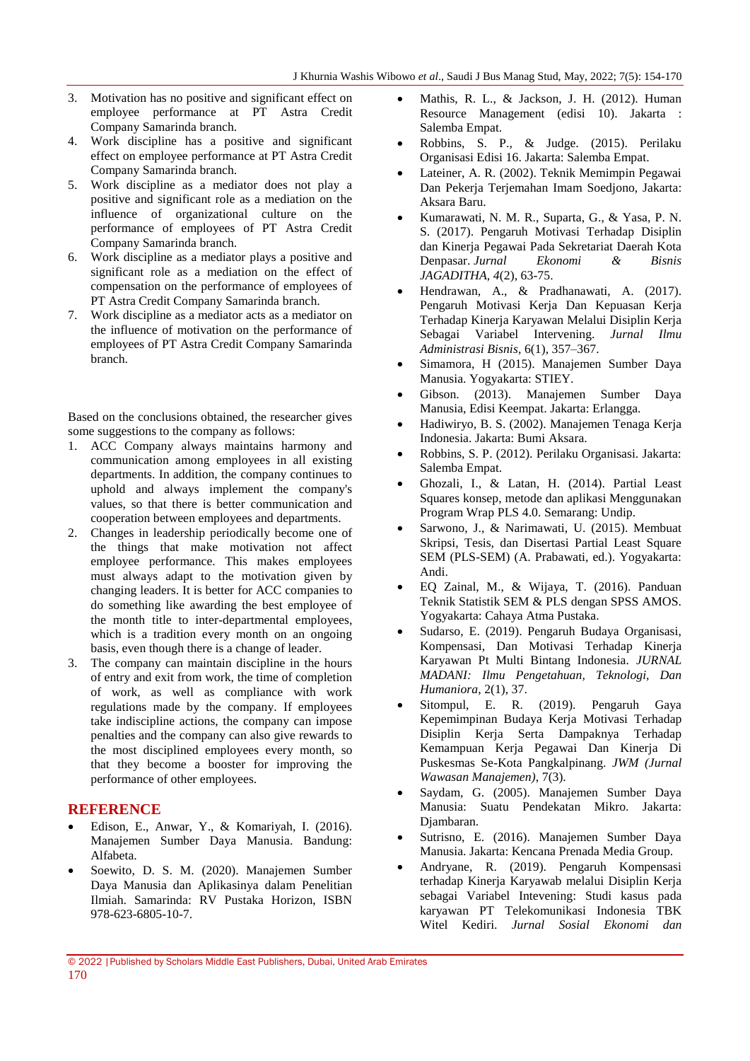3. Motivation has no positive and significant effect on employee performance at PT Astra Credit Company Samarinda branch.
4. Work discipline has a positive and significant effect on employee performance at PT Astra Credit Company Samarinda branch.
5. Work discipline as a mediator does not play a positive and significant role as a mediation on the influence of organizational culture on the performance of employees of PT Astra Credit Company Samarinda branch.
6. Work discipline as a mediator plays a positive and significant role as a mediation on the effect of compensation on the performance of employees of PT Astra Credit Company Samarinda branch.
7. Work discipline as a mediator acts as a mediator on the influence of motivation on the performance of employees of PT Astra Credit Company Samarinda branch.

Based on the conclusions obtained, the researcher gives some suggestions to the company as follows:

1. ACC Company always maintains harmony and communication among employees in all existing departments. In addition, the company continues to uphold and always implement the company's values, so that there is better communication and cooperation between employees and departments.
2. Changes in leadership periodically become one of the things that make motivation not affect employee performance. This makes employees must always adapt to the motivation given by changing leaders. It is better for ACC companies to do something like awarding the best employee of the month title to inter-departmental employees, which is a tradition every month on an ongoing basis, even though there is a change of leader.
3. The company can maintain discipline in the hours of entry and exit from work, the time of completion of work, as well as compliance with work regulations made by the company. If employees take indiscipline actions, the company can impose penalties and the company can also give rewards to the most disciplined employees every month, so that they become a booster for improving the performance of other employees.

## REFERENCE

- Edison, E., Anwar, Y., & Komariyah, I. (2016). Manajemen Sumber Daya Manusia. Bandung: Alfabeta.
- Soewito, D. S. M. (2020). Manajemen Sumber Daya Manusia dan Aplikasinya dalam Penelitian Ilmiah. Samarinda: RV Pustaka Horizon, ISBN 978-623-6805-10-7.
- Mathis, R. L., & Jackson, J. H. (2012). Human Resource Management (edisi 10). Jakarta : Salemba Empat.
- Robbins, S. P., & Judge. (2015). Perilaku Organisasi Edisi 16. Jakarta: Salemba Empat.
- Lateiner, A. R. (2002). Teknik Memimpin Pegawai Dan Pekerja Terjemahan Imam Soedjono, Jakarta: Aksara Baru.
- Kumarawati, N. M. R., Suparta, G., & Yasa, P. N. S. (2017). Pengaruh Motivasi Terhadap Disiplin dan Kinerja Pegawai Pada Sekretariat Daerah Kota Denpasar. *Jurnal Ekonomi & Bisnis JAGADITHA*, *4*(2), 63-75.
- Hendrawan, A., & Pradhanawati, A. (2017). Pengaruh Motivasi Kerja Dan Kepuasan Kerja Terhadap Kinerja Karyawan Melalui Disiplin Kerja Sebagai Variabel Intervening. *Jurnal Ilmu Administrasi Bisnis*, 6(1), 357–367.
- Simamora, H (2015). Manajemen Sumber Daya Manusia. Yogyakarta: STIEY.
- Gibson. (2013). Manajemen Sumber Daya Manusia, Edisi Keempat. Jakarta: Erlangga.
- Hadiwiryo, B. S. (2002). Manajemen Tenaga Kerja Indonesia. Jakarta: Bumi Aksara.
- Robbins, S. P. (2012). Perilaku Organisasi. Jakarta: Salemba Empat.
- Ghozali, I., & Latan, H. (2014). Partial Least Squares konsep, metode dan aplikasi Menggunakan Program Wrap PLS 4.0. Semarang: Undip.
- Sarwono, J., & Narimawati, U. (2015). Membuat Skripsi, Tesis, dan Disertasi Partial Least Square SEM (PLS-SEM) (A. Prabawati, ed.). Yogyakarta: Andi.
- EQ Zainal, M., & Wijaya, T. (2016). Panduan Teknik Statistik SEM & PLS dengan SPSS AMOS. Yogyakarta: Cahaya Atma Pustaka.
- Sudarso, E. (2019). Pengaruh Budaya Organisasi, Kompensasi, Dan Motivasi Terhadap Kinerja Karyawan Pt Multi Bintang Indonesia. *JURNAL MADANI: Ilmu Pengetahuan, Teknologi, Dan Humaniora*, 2(1), 37.
- Sitompul, E. R. (2019). Pengaruh Gaya Kepemimpinan Budaya Kerja Motivasi Terhadap Disiplin Kerja Serta Dampaknya Terhadap Kemampuan Kerja Pegawai Dan Kinerja Di Puskesmas Se-Kota Pangkalpinang. *JWM (Jurnal Wawasan Manajemen)*, 7(3).
- Saydam, G. (2005). Manajemen Sumber Daya Manusia: Suatu Pendekatan Mikro. Jakarta: Djambaran.
- Sutrisno, E. (2016). Manajemen Sumber Daya Manusia. Jakarta: Kencana Prenada Media Group.
- Andryane, R. (2019). Pengaruh Kompensasi terhadap Kinerja Karyawab melalui Disiplin Kerja sebagai Variabel Intevening: Studi kasus pada karyawan PT Telekomunikasi Indonesia TBK Witel Kediri. *Jurnal Sosial Ekonomi dan*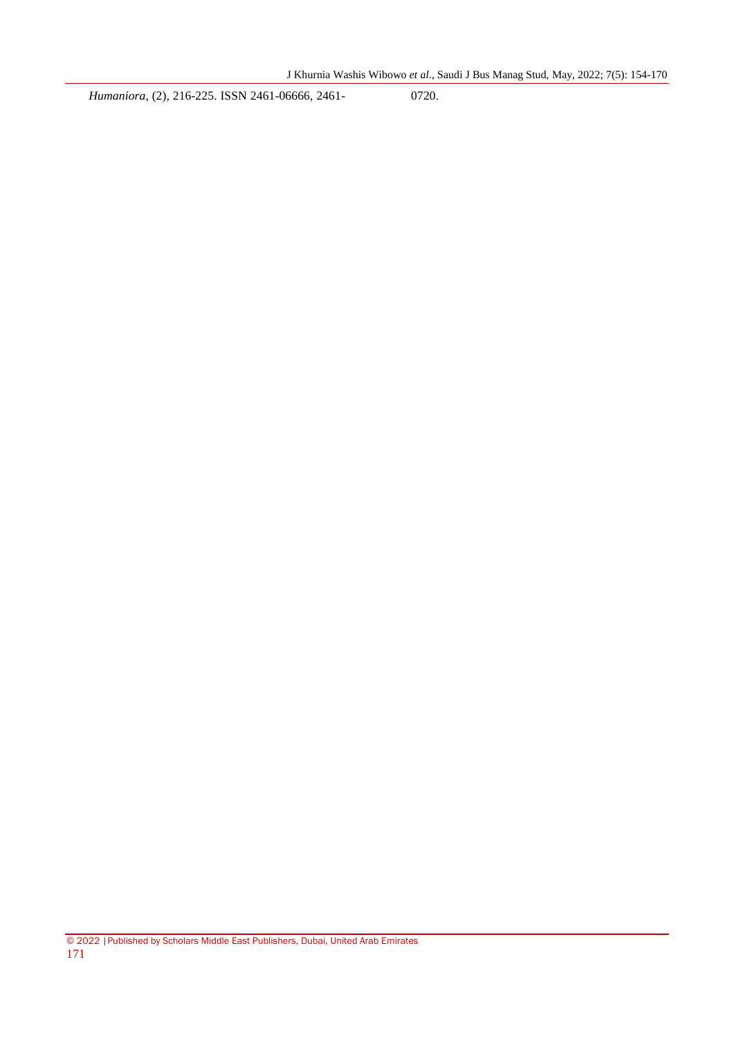*Humaniora*, (2), 216-225. ISSN 2461-06666, 2461- 0720.